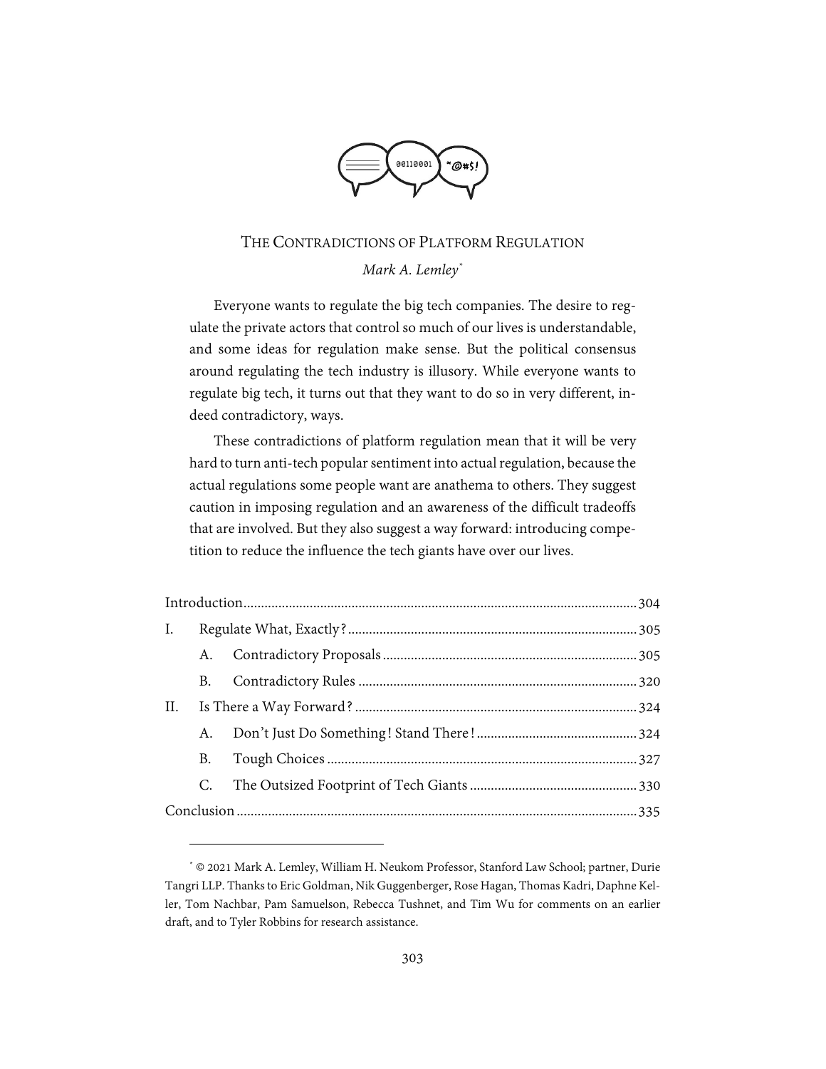# The Contradictions of Platform Regulation

*Mark A. Lemley*[*]

Everyone wants to regulate the big tech companies. The desire to regulate the private actors that control so much of our lives is understandable, and some ideas for regulation make sense. But the political consensus around regulating the tech industry is illusory. While everyone wants to regulate big tech, it turns out that they want to do so in very different, indeed contradictory, ways.

These contradictions of platform regulation mean that it will be very hard to turn anti-tech popular sentiment into actual regulation, because the actual regulations some people want are anathema to others. They suggest caution in imposing regulation and an awareness of the difficult tradeoffs that are involved. But they also suggest a way forward: introducing competition to reduce the influence the tech giants have over our lives.

| | | |
|---|---|---|
| Introduction | | 304 |
| I. | Regulate What, Exactly? | 305 |
| | A. Contradictory Proposals | 305 |
| | B. Contradictory Rules | 320 |
| II. | Is There a Way Forward? | 324 |
| | A. Don't Just Do Something! Stand There! | 324 |
| | B. Tough Choices | 327 |
| | C. The Outsized Footprint of Tech Giants | 330 |
| Conclusion | | 335 |

[*] © 2021 Mark A. Lemley, William H. Neukom Professor, Stanford Law School; partner, Durie Tangri LLP. Thanks to Eric Goldman, Nik Guggenberger, Rose Hagan, Thomas Kadri, Daphne Keller, Tom Nachbar, Pam Samuelson, Rebecca Tushnet, and Tim Wu for comments on an earlier draft, and to Tyler Robbins for research assistance.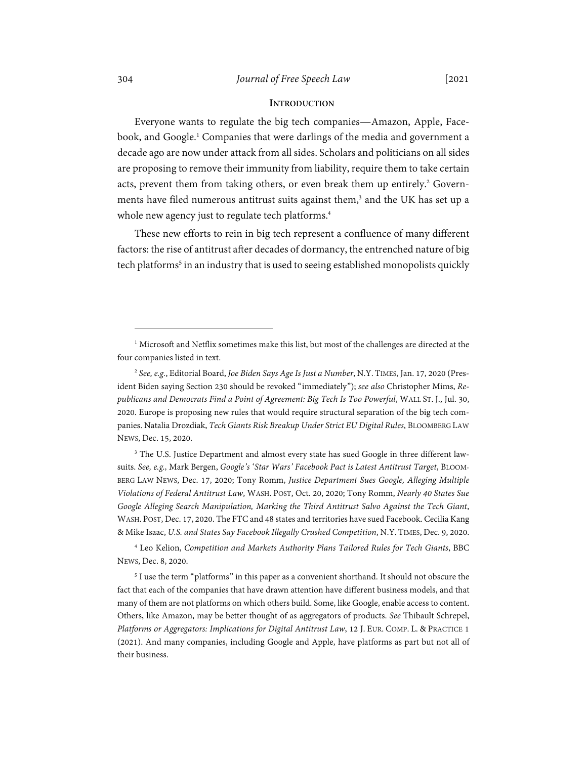## INTRODUCTION

Everyone wants to regulate the big tech companies—Amazon, Apple, Facebook, and Google.[1] Companies that were darlings of the media and government a decade ago are now under attack from all sides. Scholars and politicians on all sides are proposing to remove their immunity from liability, require them to take certain acts, prevent them from taking others, or even break them up entirely.[2] Governments have filed numerous antitrust suits against them,[3] and the UK has set up a whole new agency just to regulate tech platforms.[4]

These new efforts to rein in big tech represent a confluence of many different factors: the rise of antitrust after decades of dormancy, the entrenched nature of big tech platforms[5] in an industry that is used to seeing established monopolists quickly

---

[1] Microsoft and Netflix sometimes make this list, but most of the challenges are directed at the four companies listed in text.

[2] *See, e.g.*, Editorial Board, *Joe Biden Says Age Is Just a Number*, N.Y. TIMES, Jan. 17, 2020 (President Biden saying Section 230 should be revoked "immediately"); *see also* Christopher Mims, *Republicans and Democrats Find a Point of Agreement: Big Tech Is Too Powerful*, WALL ST. J., Jul. 30, 2020. Europe is proposing new rules that would require structural separation of the big tech companies. Natalia Drozdiak, *Tech Giants Risk Breakup Under Strict EU Digital Rules*, BLOOMBERG LAW NEWS, Dec. 15, 2020.

[3] The U.S. Justice Department and almost every state has sued Google in three different lawsuits. *See, e.g.,* Mark Bergen, *Google's 'Star Wars' Facebook Pact is Latest Antitrust Target*, BLOOMBERG LAW NEWS, Dec. 17, 2020; Tony Romm, *Justice Department Sues Google, Alleging Multiple Violations of Federal Antitrust Law*, WASH. POST, Oct. 20, 2020; Tony Romm, *Nearly 40 States Sue Google Alleging Search Manipulation, Marking the Third Antitrust Salvo Against the Tech Giant*, WASH. POST, Dec. 17, 2020. The FTC and 48 states and territories have sued Facebook. Cecilia Kang & Mike Isaac, *U.S. and States Say Facebook Illegally Crushed Competition*, N.Y. TIMES, Dec. 9, 2020.

[4] Leo Kelion, *Competition and Markets Authority Plans Tailored Rules for Tech Giants*, BBC NEWS, Dec. 8, 2020.

[5] I use the term "platforms" in this paper as a convenient shorthand. It should not obscure the fact that each of the companies that have drawn attention have different business models, and that many of them are not platforms on which others build. Some, like Google, enable access to content. Others, like Amazon, may be better thought of as aggregators of products. *See* Thibault Schrepel, *Platforms or Aggregators: Implications for Digital Antitrust Law*, 12 J. EUR. COMP. L. & PRACTICE 1 (2021). And many companies, including Google and Apple, have platforms as part but not all of their business.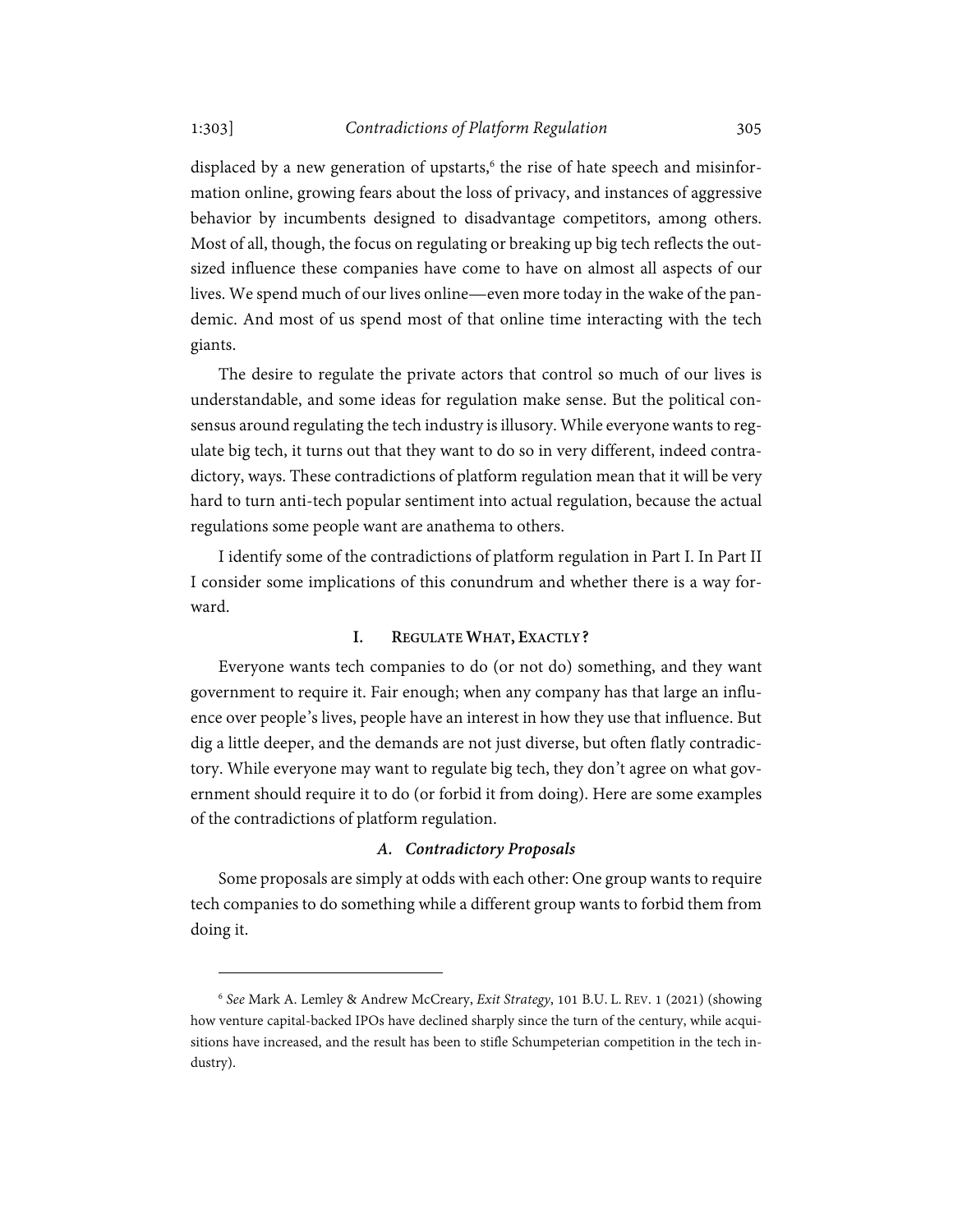displaced by a new generation of upstarts,[6] the rise of hate speech and misinformation online, growing fears about the loss of privacy, and instances of aggressive behavior by incumbents designed to disadvantage competitors, among others. Most of all, though, the focus on regulating or breaking up big tech reflects the outsized influence these companies have come to have on almost all aspects of our lives. We spend much of our lives online—even more today in the wake of the pandemic. And most of us spend most of that online time interacting with the tech giants.

The desire to regulate the private actors that control so much of our lives is understandable, and some ideas for regulation make sense. But the political consensus around regulating the tech industry is illusory. While everyone wants to regulate big tech, it turns out that they want to do so in very different, indeed contradictory, ways. These contradictions of platform regulation mean that it will be very hard to turn anti-tech popular sentiment into actual regulation, because the actual regulations some people want are anathema to others.

I identify some of the contradictions of platform regulation in Part I. In Part II I consider some implications of this conundrum and whether there is a way forward.

## I. Regulate What, Exactly?

Everyone wants tech companies to do (or not do) something, and they want government to require it. Fair enough; when any company has that large an influence over people's lives, people have an interest in how they use that influence. But dig a little deeper, and the demands are not just diverse, but often flatly contradictory. While everyone may want to regulate big tech, they don't agree on what government should require it to do (or forbid it from doing). Here are some examples of the contradictions of platform regulation.

### *A. Contradictory Proposals*

Some proposals are simply at odds with each other: One group wants to require tech companies to do something while a different group wants to forbid them from doing it.

---

[6] *See* Mark A. Lemley & Andrew McCreary, *Exit Strategy*, 101 B.U. L. Rev. 1 (2021) (showing how venture capital-backed IPOs have declined sharply since the turn of the century, while acquisitions have increased, and the result has been to stifle Schumpeterian competition in the tech industry).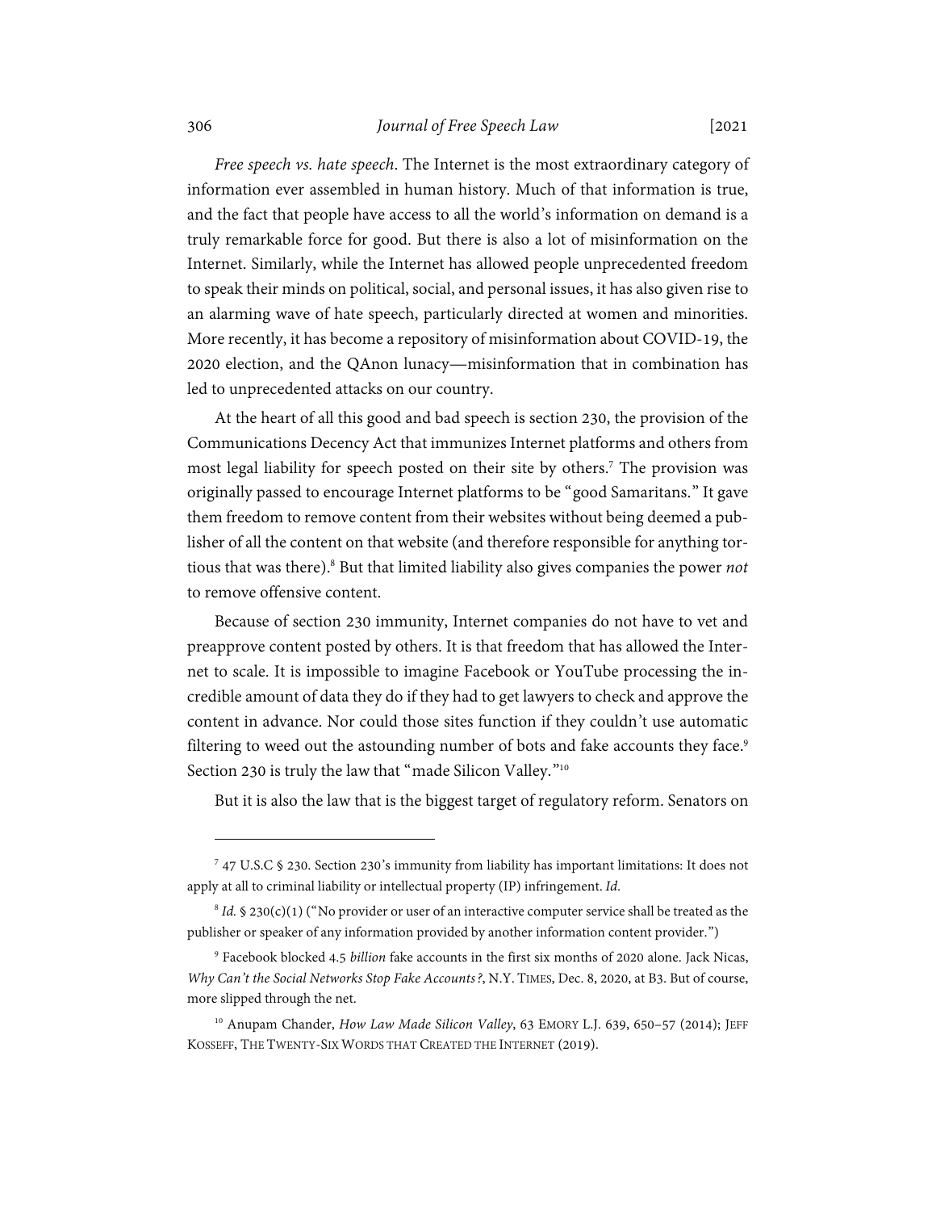*Free speech vs. hate speech*. The Internet is the most extraordinary category of information ever assembled in human history. Much of that information is true, and the fact that people have access to all the world's information on demand is a truly remarkable force for good. But there is also a lot of misinformation on the Internet. Similarly, while the Internet has allowed people unprecedented freedom to speak their minds on political, social, and personal issues, it has also given rise to an alarming wave of hate speech, particularly directed at women and minorities. More recently, it has become a repository of misinformation about COVID-19, the 2020 election, and the QAnon lunacy—misinformation that in combination has led to unprecedented attacks on our country.

At the heart of all this good and bad speech is section 230, the provision of the Communications Decency Act that immunizes Internet platforms and others from most legal liability for speech posted on their site by others.[7] The provision was originally passed to encourage Internet platforms to be "good Samaritans." It gave them freedom to remove content from their websites without being deemed a publisher of all the content on that website (and therefore responsible for anything tortious that was there).[8] But that limited liability also gives companies the power *not* to remove offensive content.

Because of section 230 immunity, Internet companies do not have to vet and preapprove content posted by others. It is that freedom that has allowed the Internet to scale. It is impossible to imagine Facebook or YouTube processing the incredible amount of data they do if they had to get lawyers to check and approve the content in advance. Nor could those sites function if they couldn't use automatic filtering to weed out the astounding number of bots and fake accounts they face.[9] Section 230 is truly the law that "made Silicon Valley."[10]

But it is also the law that is the biggest target of regulatory reform. Senators on

---

[7] 47 U.S.C § 230. Section 230's immunity from liability has important limitations: It does not apply at all to criminal liability or intellectual property (IP) infringement. *Id.*

[8] *Id.* § 230(c)(1) ("No provider or user of an interactive computer service shall be treated as the publisher or speaker of any information provided by another information content provider.")

[9] Facebook blocked 4.5 *billion* fake accounts in the first six months of 2020 alone. Jack Nicas, *Why Can't the Social Networks Stop Fake Accounts?*, N.Y. TIMES, Dec. 8, 2020, at B3. But of course, more slipped through the net.

[10] Anupam Chander, *How Law Made Silicon Valley*, 63 EMORY L.J. 639, 650–57 (2014); JEFF KOSSEFF, THE TWENTY-SIX WORDS THAT CREATED THE INTERNET (2019).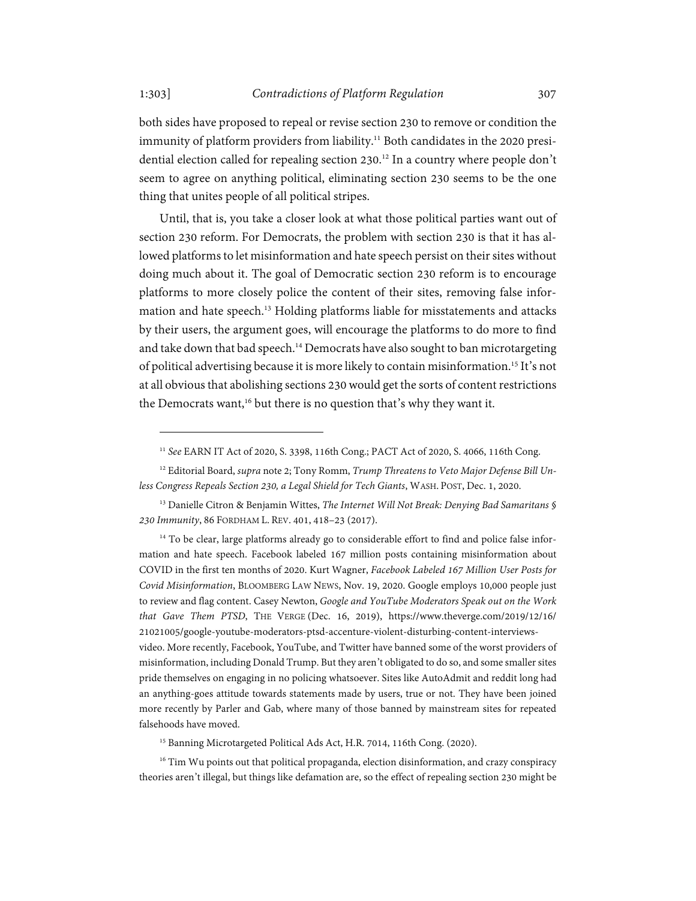both sides have proposed to repeal or revise section 230 to remove or condition the immunity of platform providers from liability.[11] Both candidates in the 2020 presidential election called for repealing section 230.[12] In a country where people don't seem to agree on anything political, eliminating section 230 seems to be the one thing that unites people of all political stripes.

Until, that is, you take a closer look at what those political parties want out of section 230 reform. For Democrats, the problem with section 230 is that it has allowed platforms to let misinformation and hate speech persist on their sites without doing much about it. The goal of Democratic section 230 reform is to encourage platforms to more closely police the content of their sites, removing false information and hate speech.[13] Holding platforms liable for misstatements and attacks by their users, the argument goes, will encourage the platforms to do more to find and take down that bad speech.[14] Democrats have also sought to ban microtargeting of political advertising because it is more likely to contain misinformation.[15] It's not at all obvious that abolishing sections 230 would get the sorts of content restrictions the Democrats want,[16] but there is no question that's why they want it.

---

[11] *See* EARN IT Act of 2020, S. 3398, 116th Cong.; PACT Act of 2020, S. 4066, 116th Cong.

[12] Editorial Board, *supra* note 2; Tony Romm, *Trump Threatens to Veto Major Defense Bill Unless Congress Repeals Section 230, a Legal Shield for Tech Giants*, WASH. POST, Dec. 1, 2020.

[13] Danielle Citron & Benjamin Wittes, *The Internet Will Not Break: Denying Bad Samaritans § 230 Immunity*, 86 FORDHAM L. REV. 401, 418–23 (2017).

[14] To be clear, large platforms already go to considerable effort to find and police false information and hate speech. Facebook labeled 167 million posts containing misinformation about COVID in the first ten months of 2020. Kurt Wagner, *Facebook Labeled 167 Million User Posts for Covid Misinformation*, BLOOMBERG LAW NEWS, Nov. 19, 2020. Google employs 10,000 people just to review and flag content. Casey Newton, *Google and YouTube Moderators Speak out on the Work that Gave Them PTSD*, THE VERGE (Dec. 16, 2019), https://www.theverge.com/2019/12/16/21021005/google-youtube-moderators-ptsd-accenture-violent-disturbing-content-interviews-video. More recently, Facebook, YouTube, and Twitter have banned some of the worst providers of misinformation, including Donald Trump. But they aren't obligated to do so, and some smaller sites pride themselves on engaging in no policing whatsoever. Sites like AutoAdmit and reddit long had an anything-goes attitude towards statements made by users, true or not. They have been joined more recently by Parler and Gab, where many of those banned by mainstream sites for repeated falsehoods have moved.

[15] Banning Microtargeted Political Ads Act, H.R. 7014, 116th Cong. (2020).

[16] Tim Wu points out that political propaganda, election disinformation, and crazy conspiracy theories aren't illegal, but things like defamation are, so the effect of repealing section 230 might be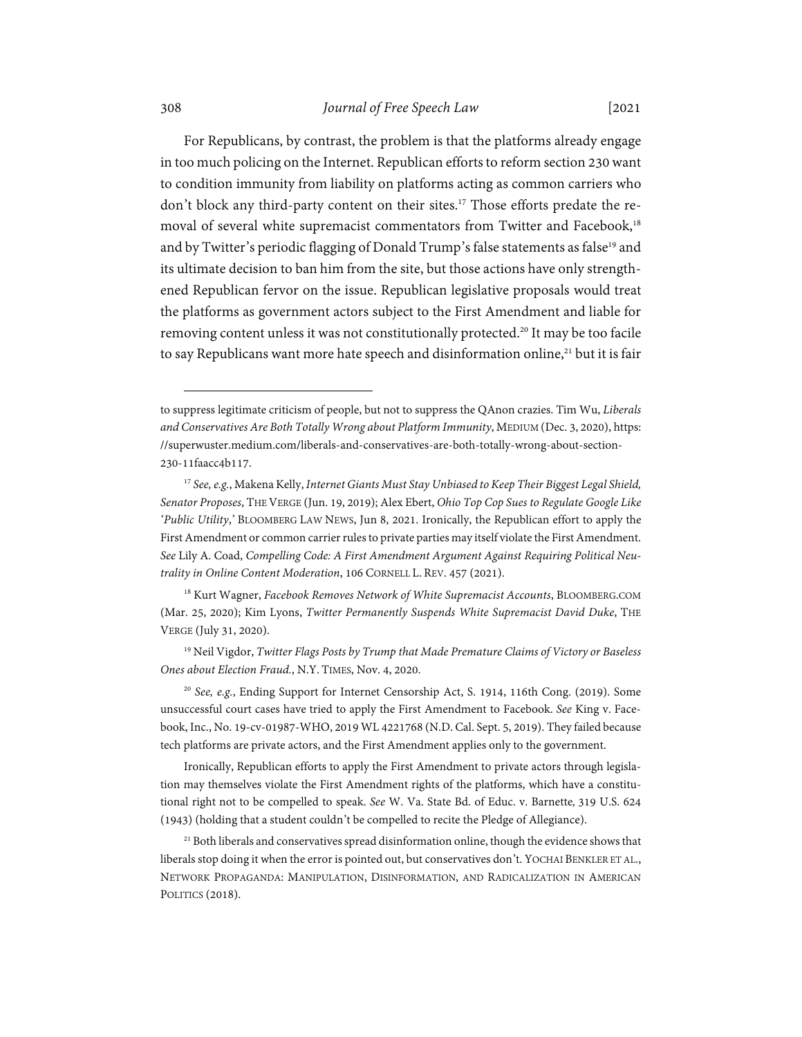For Republicans, by contrast, the problem is that the platforms already engage in too much policing on the Internet. Republican efforts to reform section 230 want to condition immunity from liability on platforms acting as common carriers who don't block any third-party content on their sites.[17] Those efforts predate the removal of several white supremacist commentators from Twitter and Facebook,[18] and by Twitter's periodic flagging of Donald Trump's false statements as false[19] and its ultimate decision to ban him from the site, but those actions have only strengthened Republican fervor on the issue. Republican legislative proposals would treat the platforms as government actors subject to the First Amendment and liable for removing content unless it was not constitutionally protected.[20] It may be too facile to say Republicans want more hate speech and disinformation online,[21] but it is fair

---

to suppress legitimate criticism of people, but not to suppress the QAnon crazies. Tim Wu, *Liberals and Conservatives Are Both Totally Wrong about Platform Immunity*, MEDIUM (Dec. 3, 2020), https://superwuster.medium.com/liberals-and-conservatives-are-both-totally-wrong-about-section-230-11faacc4b117.

[17] *See, e.g.*, Makena Kelly, *Internet Giants Must Stay Unbiased to Keep Their Biggest Legal Shield, Senator Proposes*, THE VERGE (Jun. 19, 2019); Alex Ebert, *Ohio Top Cop Sues to Regulate Google Like 'Public Utility*,' BLOOMBERG LAW NEWS, Jun 8, 2021. Ironically, the Republican effort to apply the First Amendment or common carrier rules to private parties may itself violate the First Amendment. *See* Lily A. Coad, *Compelling Code: A First Amendment Argument Against Requiring Political Neutrality in Online Content Moderation*, 106 CORNELL L. REV. 457 (2021).

[18] Kurt Wagner, *Facebook Removes Network of White Supremacist Accounts*, BLOOMBERG.COM (Mar. 25, 2020); Kim Lyons, *Twitter Permanently Suspends White Supremacist David Duke*, THE VERGE (July 31, 2020).

[19] Neil Vigdor, *Twitter Flags Posts by Trump that Made Premature Claims of Victory or Baseless Ones about Election Fraud.*, N.Y. TIMES, Nov. 4, 2020.

[20] *See, e.g.*, Ending Support for Internet Censorship Act, S. 1914, 116th Cong. (2019). Some unsuccessful court cases have tried to apply the First Amendment to Facebook. *See* King v. Facebook, Inc., No. 19-cv-01987-WHO, 2019 WL 4221768 (N.D. Cal. Sept. 5, 2019). They failed because tech platforms are private actors, and the First Amendment applies only to the government.

Ironically, Republican efforts to apply the First Amendment to private actors through legislation may themselves violate the First Amendment rights of the platforms, which have a constitutional right not to be compelled to speak. *See* W. Va. State Bd. of Educ. v. Barnette*,* 319 U.S. 624 (1943) (holding that a student couldn't be compelled to recite the Pledge of Allegiance).

[21] Both liberals and conservatives spread disinformation online, though the evidence shows that liberals stop doing it when the error is pointed out, but conservatives don't. YOCHAI BENKLER ET AL., NETWORK PROPAGANDA: MANIPULATION, DISINFORMATION, AND RADICALIZATION IN AMERICAN POLITICS (2018).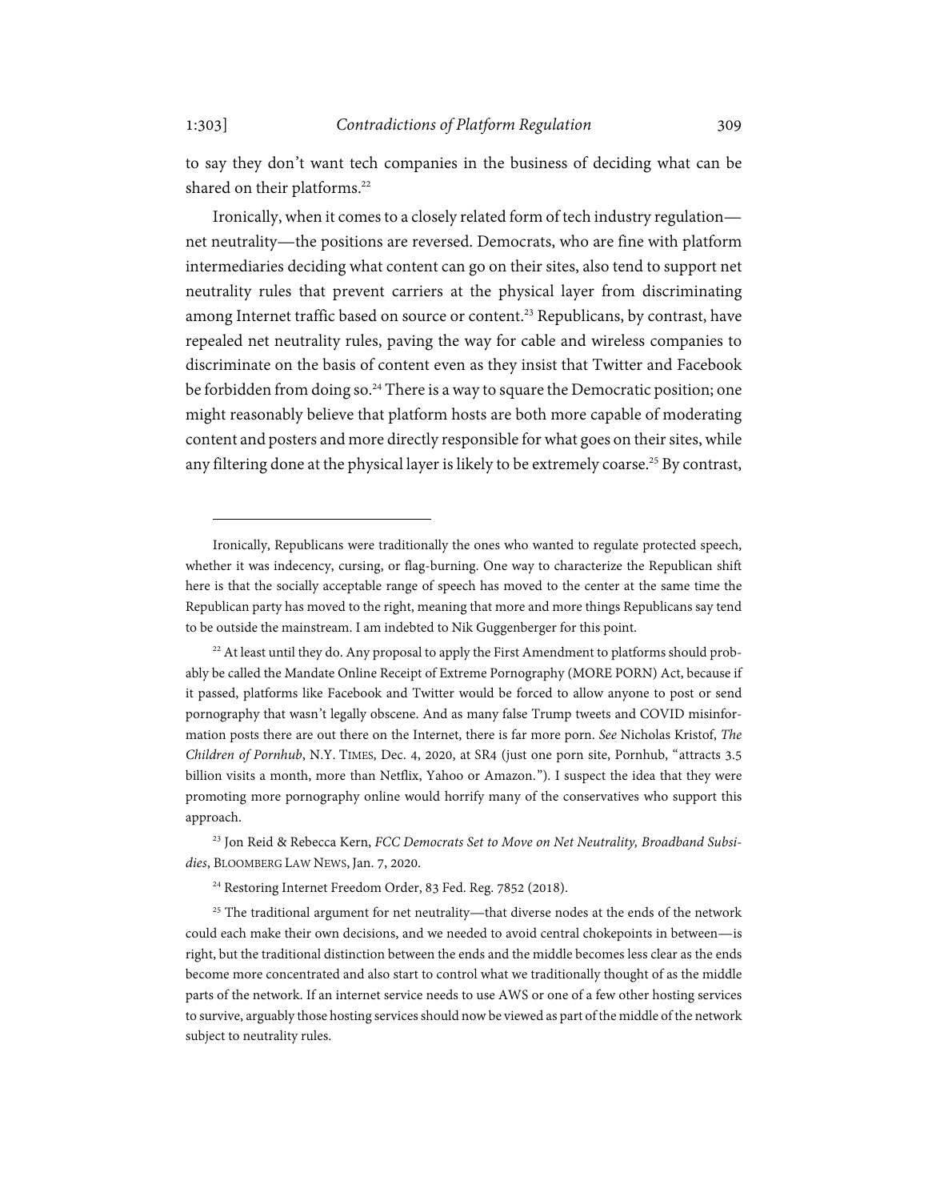to say they don't want tech companies in the business of deciding what can be shared on their platforms.[22]

Ironically, when it comes to a closely related form of tech industry regulation—net neutrality—the positions are reversed. Democrats, who are fine with platform intermediaries deciding what content can go on their sites, also tend to support net neutrality rules that prevent carriers at the physical layer from discriminating among Internet traffic based on source or content.[23] Republicans, by contrast, have repealed net neutrality rules, paving the way for cable and wireless companies to discriminate on the basis of content even as they insist that Twitter and Facebook be forbidden from doing so.[24] There is a way to square the Democratic position; one might reasonably believe that platform hosts are both more capable of moderating content and posters and more directly responsible for what goes on their sites, while any filtering done at the physical layer is likely to be extremely coarse.[25] By contrast,

---

Ironically, Republicans were traditionally the ones who wanted to regulate protected speech, whether it was indecency, cursing, or flag-burning. One way to characterize the Republican shift here is that the socially acceptable range of speech has moved to the center at the same time the Republican party has moved to the right, meaning that more and more things Republicans say tend to be outside the mainstream. I am indebted to Nik Guggenberger for this point.

[22] At least until they do. Any proposal to apply the First Amendment to platforms should probably be called the Mandate Online Receipt of Extreme Pornography (MORE PORN) Act, because if it passed, platforms like Facebook and Twitter would be forced to allow anyone to post or send pornography that wasn't legally obscene. And as many false Trump tweets and COVID misinformation posts there are out there on the Internet, there is far more porn. *See* Nicholas Kristof, *The Children of Pornhub*, N.Y. TIMES, Dec. 4, 2020, at SR4 (just one porn site, Pornhub, "attracts 3.5 billion visits a month, more than Netflix, Yahoo or Amazon."). I suspect the idea that they were promoting more pornography online would horrify many of the conservatives who support this approach.

[23] Jon Reid & Rebecca Kern, *FCC Democrats Set to Move on Net Neutrality, Broadband Subsidies*, BLOOMBERG LAW NEWS, Jan. 7, 2020.

[24] Restoring Internet Freedom Order, 83 Fed. Reg. 7852 (2018).

[25] The traditional argument for net neutrality—that diverse nodes at the ends of the network could each make their own decisions, and we needed to avoid central chokepoints in between—is right, but the traditional distinction between the ends and the middle becomes less clear as the ends become more concentrated and also start to control what we traditionally thought of as the middle parts of the network. If an internet service needs to use AWS or one of a few other hosting services to survive, arguably those hosting services should now be viewed as part of the middle of the network subject to neutrality rules.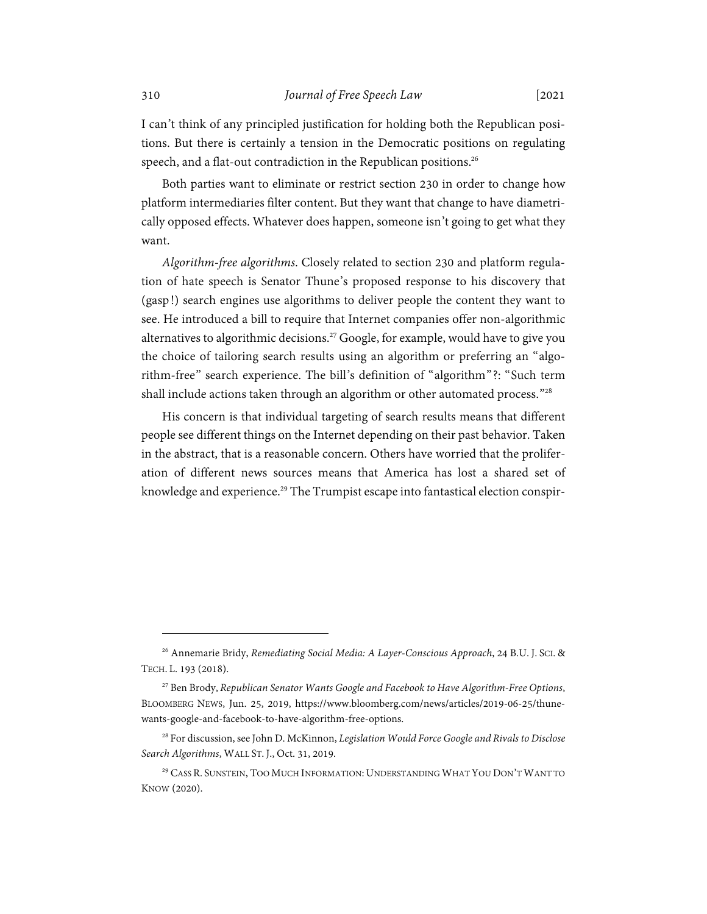I can't think of any principled justification for holding both the Republican positions. But there is certainly a tension in the Democratic positions on regulating speech, and a flat-out contradiction in the Republican positions.[26]

Both parties want to eliminate or restrict section 230 in order to change how platform intermediaries filter content. But they want that change to have diametrically opposed effects. Whatever does happen, someone isn't going to get what they want.

*Algorithm-free algorithms*. Closely related to section 230 and platform regulation of hate speech is Senator Thune's proposed response to his discovery that (gasp!) search engines use algorithms to deliver people the content they want to see. He introduced a bill to require that Internet companies offer non-algorithmic alternatives to algorithmic decisions.[27] Google, for example, would have to give you the choice of tailoring search results using an algorithm or preferring an "algorithm-free" search experience. The bill's definition of "algorithm"?: "Such term shall include actions taken through an algorithm or other automated process."[28]

His concern is that individual targeting of search results means that different people see different things on the Internet depending on their past behavior. Taken in the abstract, that is a reasonable concern. Others have worried that the proliferation of different news sources means that America has lost a shared set of knowledge and experience.[29] The Trumpist escape into fantastical election conspir-

---

[26] Annemarie Bridy, *Remediating Social Media: A Layer-Conscious Approach*, 24 B.U. J. SCI. & TECH. L. 193 (2018).

[27] Ben Brody, *Republican Senator Wants Google and Facebook to Have Algorithm-Free Options*, BLOOMBERG NEWS, Jun. 25, 2019, https://www.bloomberg.com/news/articles/2019-06-25/thune-wants-google-and-facebook-to-have-algorithm-free-options.

[28] For discussion, see John D. McKinnon, *Legislation Would Force Google and Rivals to Disclose Search Algorithms*, WALL ST. J., Oct. 31, 2019.

[29] CASS R. SUNSTEIN, TOO MUCH INFORMATION: UNDERSTANDING WHAT YOU DON'T WANT TO KNOW (2020).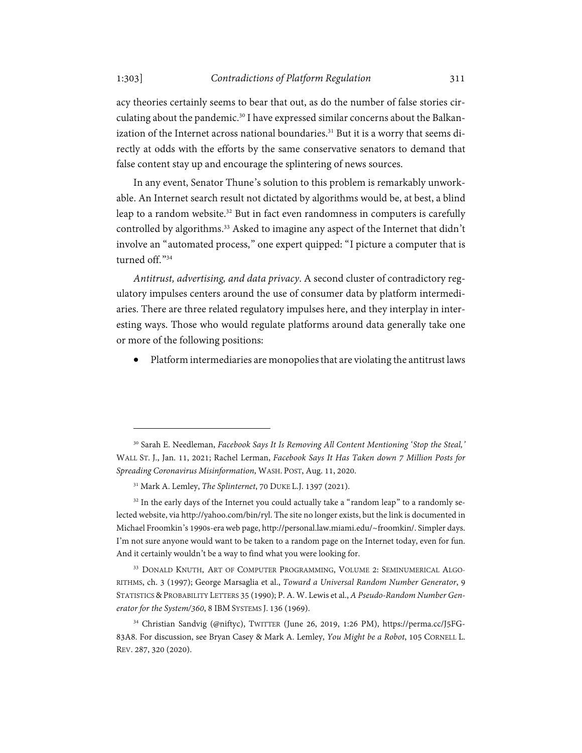acy theories certainly seems to bear that out, as do the number of false stories circulating about the pandemic.[30] I have expressed similar concerns about the Balkanization of the Internet across national boundaries.[31] But it is a worry that seems directly at odds with the efforts by the same conservative senators to demand that false content stay up and encourage the splintering of news sources.

In any event, Senator Thune's solution to this problem is remarkably unworkable. An Internet search result not dictated by algorithms would be, at best, a blind leap to a random website.[32] But in fact even randomness in computers is carefully controlled by algorithms.[33] Asked to imagine any aspect of the Internet that didn't involve an "automated process," one expert quipped: "I picture a computer that is turned off."[34]

*Antitrust, advertising, and data privacy*. A second cluster of contradictory regulatory impulses centers around the use of consumer data by platform intermediaries. There are three related regulatory impulses here, and they interplay in interesting ways. Those who would regulate platforms around data generally take one or more of the following positions:

- Platform intermediaries are monopolies that are violating the antitrust laws

---

[30] Sarah E. Needleman, *Facebook Says It Is Removing All Content Mentioning 'Stop the Steal,'* WALL ST. J., Jan. 11, 2021; Rachel Lerman, *Facebook Says It Has Taken down 7 Million Posts for Spreading Coronavirus Misinformation*, WASH. POST, Aug. 11, 2020.

[31] Mark A. Lemley, *The Splinternet*, 70 DUKE L.J. 1397 (2021).

[32] In the early days of the Internet you could actually take a "random leap" to a randomly selected website, via http://yahoo.com/bin/ryl. The site no longer exists, but the link is documented in Michael Froomkin's 1990s-era web page, http://personal.law.miami.edu/~froomkin/. Simpler days. I'm not sure anyone would want to be taken to a random page on the Internet today, even for fun. And it certainly wouldn't be a way to find what you were looking for.

[33] DONALD KNUTH, ART OF COMPUTER PROGRAMMING, VOLUME 2: SEMINUMERICAL ALGORITHMS, ch. 3 (1997); George Marsaglia et al., *Toward a Universal Random Number Generator*, 9 STATISTICS & PROBABILITY LETTERS 35 (1990); P. A. W. Lewis et al., *A Pseudo-Random Number Generator for the System/360*, 8 IBM SYSTEMS J. 136 (1969).

[34] Christian Sandvig (@niftyc), TWITTER (June 26, 2019, 1:26 PM), https://perma.cc/J5FG-83A8. For discussion, see Bryan Casey & Mark A. Lemley, *You Might be a Robot*, 105 CORNELL L. REV. 287, 320 (2020).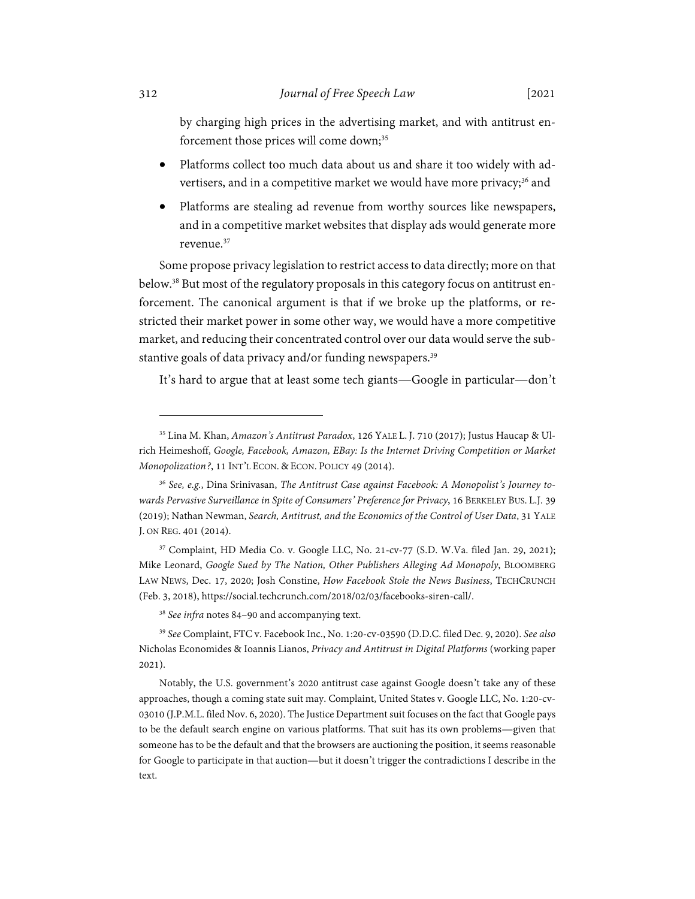by charging high prices in the advertising market, and with antitrust enforcement those prices will come down;[35]

- Platforms collect too much data about us and share it too widely with advertisers, and in a competitive market we would have more privacy;[36] and
- Platforms are stealing ad revenue from worthy sources like newspapers, and in a competitive market websites that display ads would generate more revenue.[37]

Some propose privacy legislation to restrict access to data directly; more on that below.[38] But most of the regulatory proposals in this category focus on antitrust enforcement. The canonical argument is that if we broke up the platforms, or restricted their market power in some other way, we would have a more competitive market, and reducing their concentrated control over our data would serve the substantive goals of data privacy and/or funding newspapers.[39]

It's hard to argue that at least some tech giants—Google in particular—don't

---

[35] Lina M. Khan, *Amazon's Antitrust Paradox*, 126 YALE L. J. 710 (2017); Justus Haucap & Ulrich Heimeshoff, *Google, Facebook, Amazon, EBay: Is the Internet Driving Competition or Market Monopolization?*, 11 INT'L ECON. & ECON. POLICY 49 (2014).

[36] *See, e.g.*, Dina Srinivasan, *The Antitrust Case against Facebook: A Monopolist's Journey towards Pervasive Surveillance in Spite of Consumers' Preference for Privacy*, 16 BERKELEY BUS. L.J. 39 (2019); Nathan Newman, *Search, Antitrust, and the Economics of the Control of User Data*, 31 YALE J. ON REG. 401 (2014).

[37] Complaint, HD Media Co. v. Google LLC, No. 21-cv-77 (S.D. W.Va. filed Jan. 29, 2021); Mike Leonard, *Google Sued by The Nation, Other Publishers Alleging Ad Monopoly*, BLOOMBERG LAW NEWS, Dec. 17, 2020; Josh Constine, *How Facebook Stole the News Business*, TECHCRUNCH (Feb. 3, 2018), https://social.techcrunch.com/2018/02/03/facebooks-siren-call/.

[38] *See infra* notes 84–90 and accompanying text.

[39] *See* Complaint, FTC v. Facebook Inc., No. 1:20-cv-03590 (D.D.C. filed Dec. 9, 2020). *See also* Nicholas Economides & Ioannis Lianos, *Privacy and Antitrust in Digital Platforms* (working paper 2021).

Notably, the U.S. government's 2020 antitrust case against Google doesn't take any of these approaches, though a coming state suit may. Complaint, United States v. Google LLC, No. 1:20-cv-03010 (J.P.M.L. filed Nov. 6, 2020). The Justice Department suit focuses on the fact that Google pays to be the default search engine on various platforms. That suit has its own problems—given that someone has to be the default and that the browsers are auctioning the position, it seems reasonable for Google to participate in that auction—but it doesn't trigger the contradictions I describe in the text.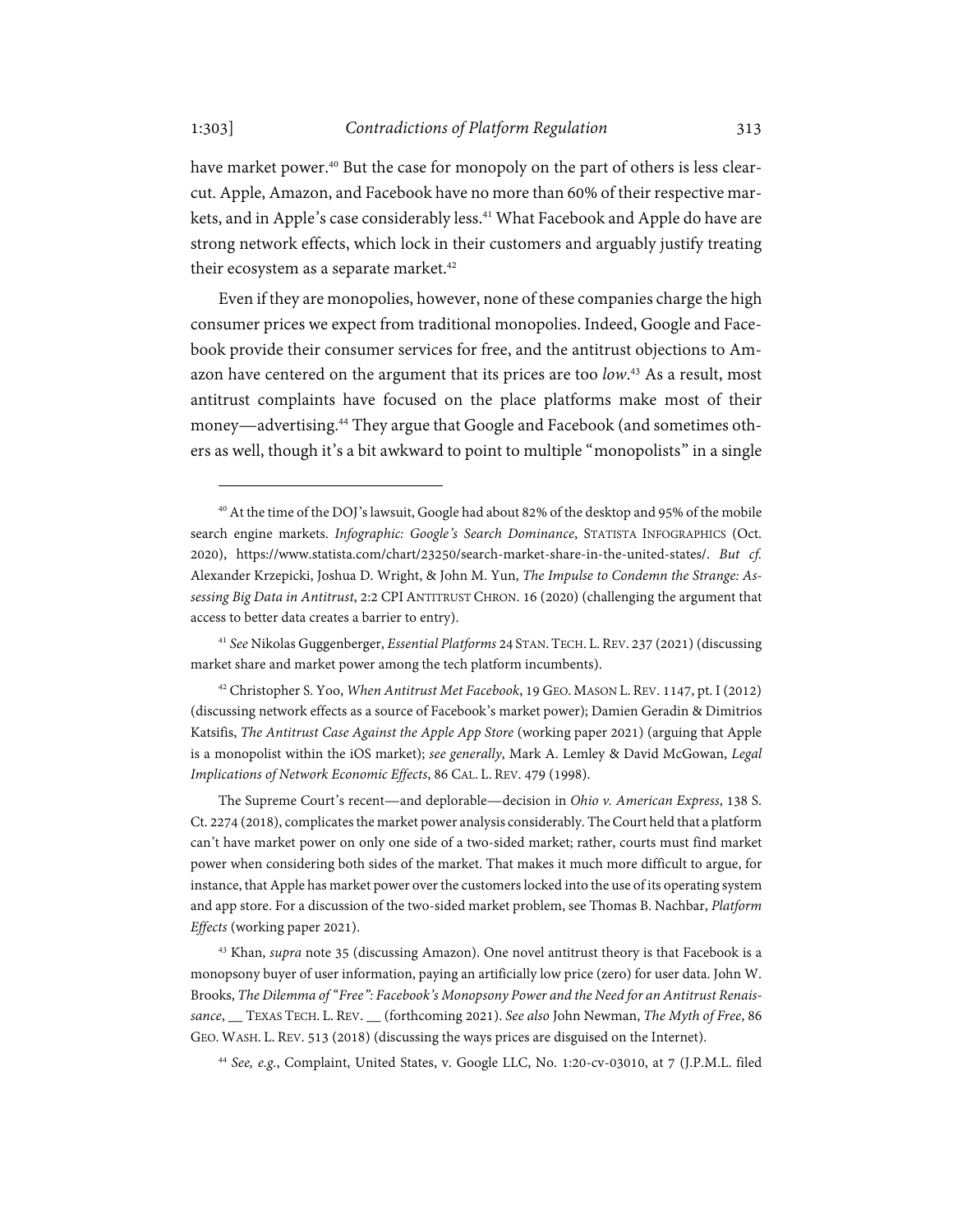have market power.[40] But the case for monopoly on the part of others is less clear-cut. Apple, Amazon, and Facebook have no more than 60% of their respective markets, and in Apple's case considerably less.[41] What Facebook and Apple do have are strong network effects, which lock in their customers and arguably justify treating their ecosystem as a separate market.[42]

Even if they are monopolies, however, none of these companies charge the high consumer prices we expect from traditional monopolies. Indeed, Google and Facebook provide their consumer services for free, and the antitrust objections to Amazon have centered on the argument that its prices are too *low*.[43] As a result, most antitrust complaints have focused on the place platforms make most of their money—advertising.[44] They argue that Google and Facebook (and sometimes others as well, though it's a bit awkward to point to multiple "monopolists" in a single

---

[40] At the time of the DOJ's lawsuit, Google had about 82% of the desktop and 95% of the mobile search engine markets. *Infographic: Google's Search Dominance*, STATISTA INFOGRAPHICS (Oct. 2020), https://www.statista.com/chart/23250/search-market-share-in-the-united-states/. *But cf.* Alexander Krzepicki, Joshua D. Wright, & John M. Yun, *The Impulse to Condemn the Strange: Assessing Big Data in Antitrust*, 2:2 CPI ANTITRUST CHRON. 16 (2020) (challenging the argument that access to better data creates a barrier to entry).

[41] *See* Nikolas Guggenberger, *Essential Platforms* 24 STAN. TECH. L. REV. 237 (2021) (discussing market share and market power among the tech platform incumbents).

[42] Christopher S. Yoo, *When Antitrust Met Facebook*, 19 GEO. MASON L. REV. 1147, pt. I (2012) (discussing network effects as a source of Facebook's market power); Damien Geradin & Dimitrios Katsifis, *The Antitrust Case Against the Apple App Store* (working paper 2021) (arguing that Apple is a monopolist within the iOS market); *see generally*, Mark A. Lemley & David McGowan, *Legal Implications of Network Economic Effects*, 86 CAL. L. REV. 479 (1998).

The Supreme Court's recent—and deplorable—decision in *Ohio v. American Express*, 138 S. Ct. 2274 (2018), complicates the market power analysis considerably. The Court held that a platform can't have market power on only one side of a two-sided market; rather, courts must find market power when considering both sides of the market. That makes it much more difficult to argue, for instance, that Apple has market power over the customers locked into the use of its operating system and app store. For a discussion of the two-sided market problem, see Thomas B. Nachbar, *Platform Effects* (working paper 2021).

[43] Khan, *supra* note 35 (discussing Amazon). One novel antitrust theory is that Facebook is a monopsony buyer of user information, paying an artificially low price (zero) for user data. John W. Brooks, *The Dilemma of "Free": Facebook's Monopsony Power and the Need for an Antitrust Renaissance*, __ TEXAS TECH. L. REV. __ (forthcoming 2021). *See also* John Newman, *The Myth of Free*, 86 GEO. WASH. L. REV. 513 (2018) (discussing the ways prices are disguised on the Internet).

[44] *See, e.g.*, Complaint, United States, v. Google LLC, No. 1:20-cv-03010, at 7 (J.P.M.L. filed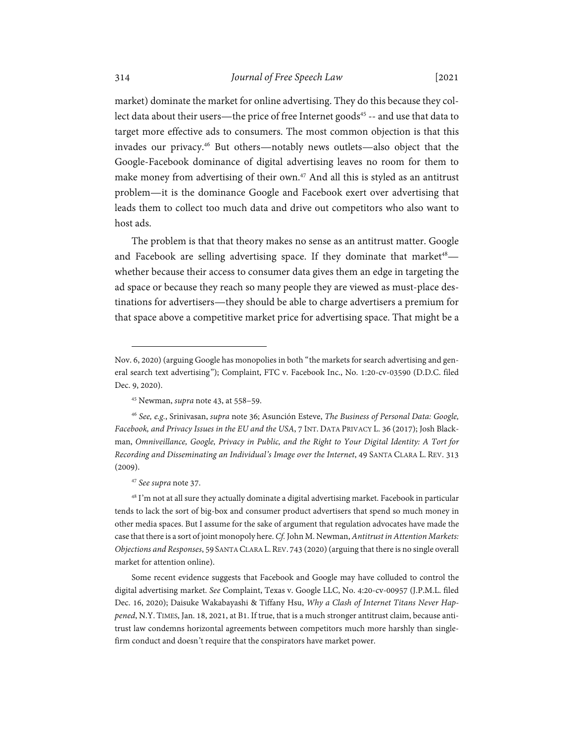market) dominate the market for online advertising. They do this because they collect data about their users—the price of free Internet goods[45] -- and use that data to target more effective ads to consumers. The most common objection is that this invades our privacy.[46] But others—notably news outlets—also object that the Google-Facebook dominance of digital advertising leaves no room for them to make money from advertising of their own.[47] And all this is styled as an antitrust problem—it is the dominance Google and Facebook exert over advertising that leads them to collect too much data and drive out competitors who also want to host ads.

The problem is that that theory makes no sense as an antitrust matter. Google and Facebook are selling advertising space. If they dominate that market[48]—whether because their access to consumer data gives them an edge in targeting the ad space or because they reach so many people they are viewed as must-place destinations for advertisers—they should be able to charge advertisers a premium for that space above a competitive market price for advertising space. That might be a

---

Nov. 6, 2020) (arguing Google has monopolies in both "the markets for search advertising and general search text advertising"); Complaint, FTC v. Facebook Inc., No. 1:20-cv-03590 (D.D.C. filed Dec. 9, 2020).

[45] Newman, *supra* note 43, at 558–59.

[46] *See, e.g.*, Srinivasan, *supra* note 36; Asunción Esteve, *The Business of Personal Data: Google, Facebook, and Privacy Issues in the EU and the USA*, 7 INT. DATA PRIVACY L. 36 (2017); Josh Blackman, *Omniveillance, Google, Privacy in Public, and the Right to Your Digital Identity: A Tort for Recording and Disseminating an Individual's Image over the Internet*, 49 SANTA CLARA L. REV. 313 (2009).

[47] *See supra* note 37.

[48] I'm not at all sure they actually dominate a digital advertising market. Facebook in particular tends to lack the sort of big-box and consumer product advertisers that spend so much money in other media spaces. But I assume for the sake of argument that regulation advocates have made the case that there is a sort of joint monopoly here. *Cf.* John M. Newman, *Antitrust in Attention Markets: Objections and Responses*, 59 SANTA CLARA L. REV. 743 (2020) (arguing that there is no single overall market for attention online).

Some recent evidence suggests that Facebook and Google may have colluded to control the digital advertising market. *See* Complaint, Texas v. Google LLC, No. 4:20-cv-00957 (J.P.M.L. filed Dec. 16, 2020); Daisuke Wakabayashi & Tiffany Hsu, *Why a Clash of Internet Titans Never Happened*, N.Y. TIMES, Jan. 18, 2021, at B1. If true, that is a much stronger antitrust claim, because antitrust law condemns horizontal agreements between competitors much more harshly than single-firm conduct and doesn't require that the conspirators have market power.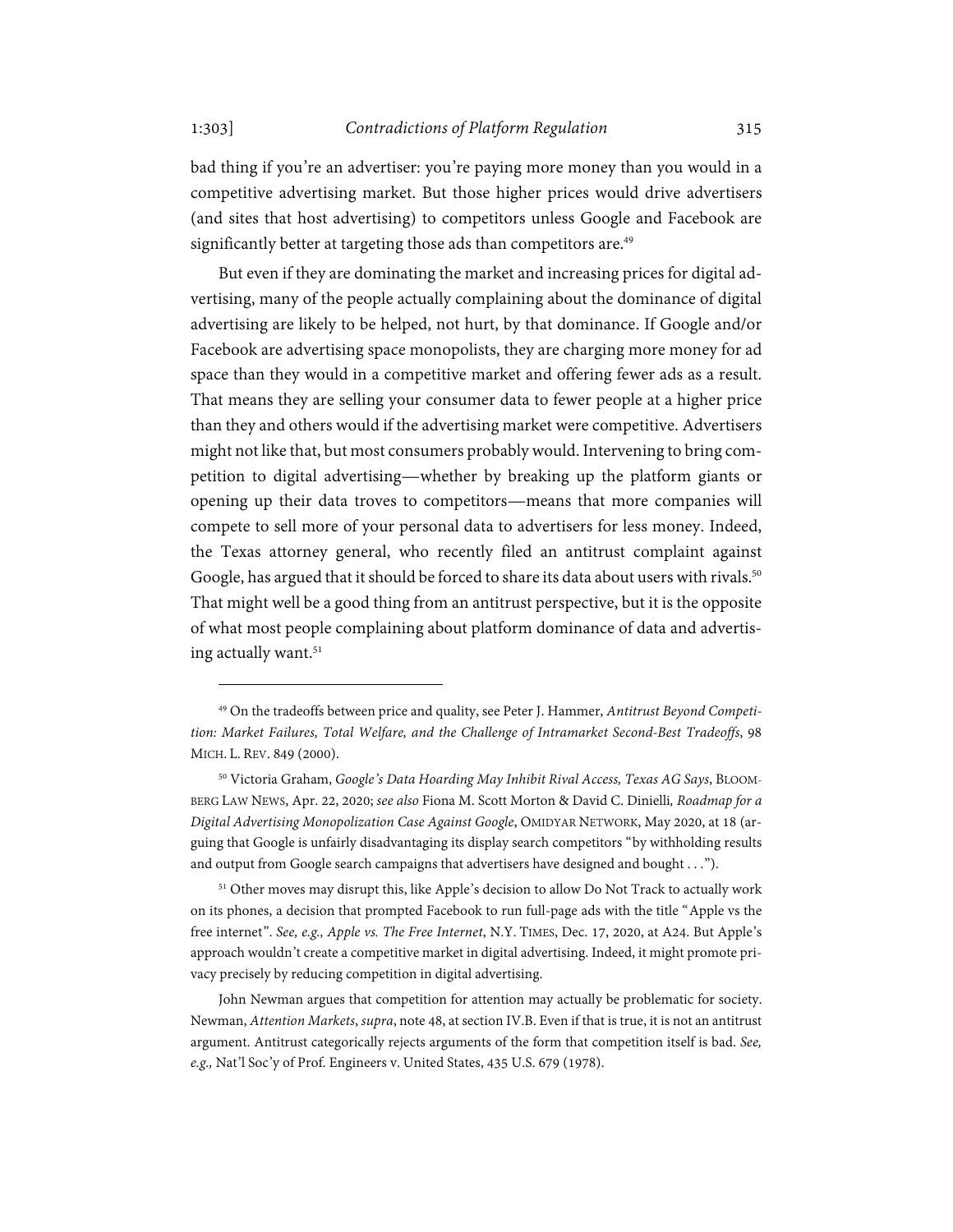bad thing if you're an advertiser: you're paying more money than you would in a competitive advertising market. But those higher prices would drive advertisers (and sites that host advertising) to competitors unless Google and Facebook are significantly better at targeting those ads than competitors are.[49]

But even if they are dominating the market and increasing prices for digital advertising, many of the people actually complaining about the dominance of digital advertising are likely to be helped, not hurt, by that dominance. If Google and/or Facebook are advertising space monopolists, they are charging more money for ad space than they would in a competitive market and offering fewer ads as a result. That means they are selling your consumer data to fewer people at a higher price than they and others would if the advertising market were competitive. Advertisers might not like that, but most consumers probably would. Intervening to bring competition to digital advertising—whether by breaking up the platform giants or opening up their data troves to competitors—means that more companies will compete to sell more of your personal data to advertisers for less money. Indeed, the Texas attorney general, who recently filed an antitrust complaint against Google, has argued that it should be forced to share its data about users with rivals.[50] That might well be a good thing from an antitrust perspective, but it is the opposite of what most people complaining about platform dominance of data and advertising actually want.[51]

---

[49] On the tradeoffs between price and quality, see Peter J. Hammer, *Antitrust Beyond Competition: Market Failures, Total Welfare, and the Challenge of Intramarket Second-Best Tradeoffs*, 98 MICH. L. REV. 849 (2000).

[50] Victoria Graham, *Google's Data Hoarding May Inhibit Rival Access, Texas AG Says*, BLOOMBERG LAW NEWS, Apr. 22, 2020; *see also* Fiona M. Scott Morton & David C. Dinielli*, Roadmap for a Digital Advertising Monopolization Case Against Google*, OMIDYAR NETWORK, May 2020, at 18 (arguing that Google is unfairly disadvantaging its display search competitors "by withholding results and output from Google search campaigns that advertisers have designed and bought . . .").

[51] Other moves may disrupt this, like Apple's decision to allow Do Not Track to actually work on its phones, a decision that prompted Facebook to run full-page ads with the title "Apple vs the free internet". *See, e.g., Apple vs. The Free Internet*, N.Y. TIMES, Dec. 17, 2020, at A24. But Apple's approach wouldn't create a competitive market in digital advertising. Indeed, it might promote privacy precisely by reducing competition in digital advertising.

John Newman argues that competition for attention may actually be problematic for society. Newman, *Attention Markets*, *supra*, note 48, at section IV.B. Even if that is true, it is not an antitrust argument. Antitrust categorically rejects arguments of the form that competition itself is bad. *See, e.g.,* Nat'l Soc'y of Prof. Engineers v. United States, 435 U.S. 679 (1978).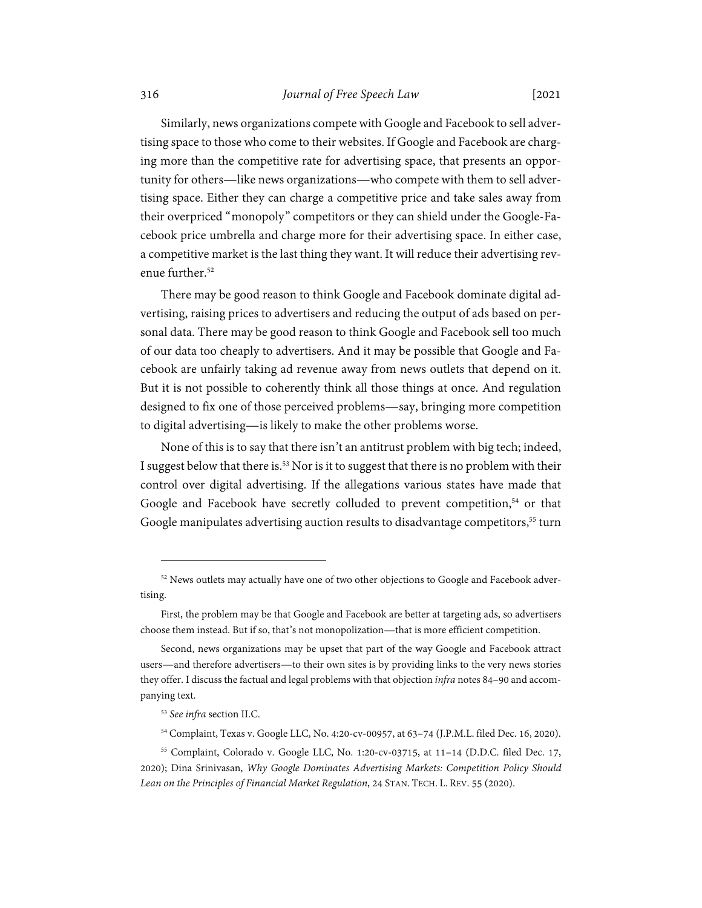Similarly, news organizations compete with Google and Facebook to sell advertising space to those who come to their websites. If Google and Facebook are charging more than the competitive rate for advertising space, that presents an opportunity for others—like news organizations—who compete with them to sell advertising space. Either they can charge a competitive price and take sales away from their overpriced "monopoly" competitors or they can shield under the Google-Facebook price umbrella and charge more for their advertising space. In either case, a competitive market is the last thing they want. It will reduce their advertising revenue further.[52]

There may be good reason to think Google and Facebook dominate digital advertising, raising prices to advertisers and reducing the output of ads based on personal data. There may be good reason to think Google and Facebook sell too much of our data too cheaply to advertisers. And it may be possible that Google and Facebook are unfairly taking ad revenue away from news outlets that depend on it. But it is not possible to coherently think all those things at once. And regulation designed to fix one of those perceived problems—say, bringing more competition to digital advertising—is likely to make the other problems worse.

None of this is to say that there isn't an antitrust problem with big tech; indeed, I suggest below that there is.[53] Nor is it to suggest that there is no problem with their control over digital advertising. If the allegations various states have made that Google and Facebook have secretly colluded to prevent competition,[54] or that Google manipulates advertising auction results to disadvantage competitors,[55] turn

---

[52] News outlets may actually have one of two other objections to Google and Facebook advertising.

First, the problem may be that Google and Facebook are better at targeting ads, so advertisers choose them instead. But if so, that's not monopolization—that is more efficient competition.

Second, news organizations may be upset that part of the way Google and Facebook attract users—and therefore advertisers—to their own sites is by providing links to the very news stories they offer. I discuss the factual and legal problems with that objection *infra* notes 84–90 and accompanying text.

[53] *See infra* section II.C.

[54] Complaint, Texas v. Google LLC, No. 4:20-cv-00957, at 63–74 (J.P.M.L. filed Dec. 16, 2020).

[55] Complaint, Colorado v. Google LLC, No. 1:20-cv-03715, at 11–14 (D.D.C. filed Dec. 17, 2020); Dina Srinivasan, *Why Google Dominates Advertising Markets: Competition Policy Should Lean on the Principles of Financial Market Regulation*, 24 STAN. TECH. L. REV. 55 (2020).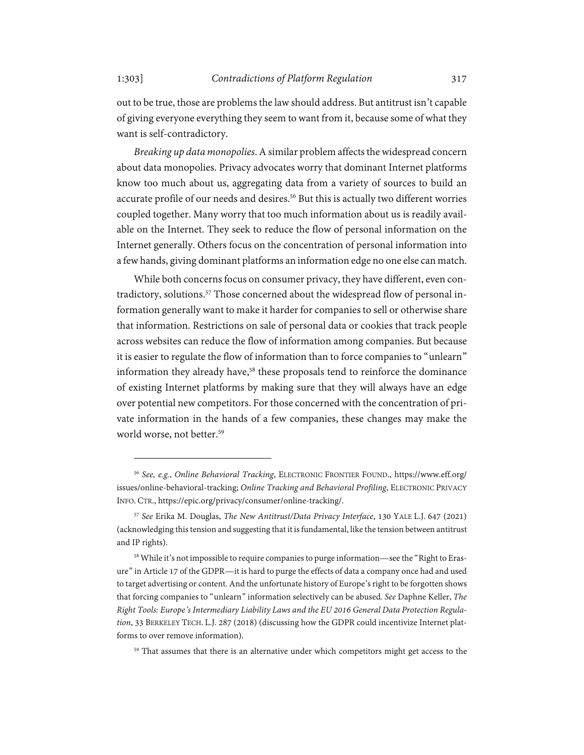out to be true, those are problems the law should address. But antitrust isn't capable of giving everyone everything they seem to want from it, because some of what they want is self-contradictory.

*Breaking up data monopolies*. A similar problem affects the widespread concern about data monopolies. Privacy advocates worry that dominant Internet platforms know too much about us, aggregating data from a variety of sources to build an accurate profile of our needs and desires.[56] But this is actually two different worries coupled together. Many worry that too much information about us is readily available on the Internet. They seek to reduce the flow of personal information on the Internet generally. Others focus on the concentration of personal information into a few hands, giving dominant platforms an information edge no one else can match.

While both concerns focus on consumer privacy, they have different, even contradictory, solutions.[57] Those concerned about the widespread flow of personal information generally want to make it harder for companies to sell or otherwise share that information. Restrictions on sale of personal data or cookies that track people across websites can reduce the flow of information among companies. But because it is easier to regulate the flow of information than to force companies to "unlearn" information they already have,[58] these proposals tend to reinforce the dominance of existing Internet platforms by making sure that they will always have an edge over potential new competitors. For those concerned with the concentration of private information in the hands of a few companies, these changes may make the world worse, not better.[59]

---

[56] *See, e.g.*, *Online Behavioral Tracking*, ELECTRONIC FRONTIER FOUND., https://www.eff.org/issues/online-behavioral-tracking; *Online Tracking and Behavioral Profiling*, ELECTRONIC PRIVACY INFO. CTR., https://epic.org/privacy/consumer/online-tracking/.

[57] *See* Erika M. Douglas, *The New Antitrust/Data Privacy Interface*, 130 YALE L.J. 647 (2021) (acknowledging this tension and suggesting that it is fundamental, like the tension between antitrust and IP rights).

[58] While it's not impossible to require companies to purge information—see the "Right to Erasure" in Article 17 of the GDPR—it is hard to purge the effects of data a company once had and used to target advertising or content. And the unfortunate history of Europe's right to be forgotten shows that forcing companies to "unlearn" information selectively can be abused. *See* Daphne Keller, *The Right Tools: Europe's Intermediary Liability Laws and the EU 2016 General Data Protection Regulation*, 33 BERKELEY TECH. L.J. 287 (2018) (discussing how the GDPR could incentivize Internet platforms to over remove information).

[59] That assumes that there is an alternative under which competitors might get access to the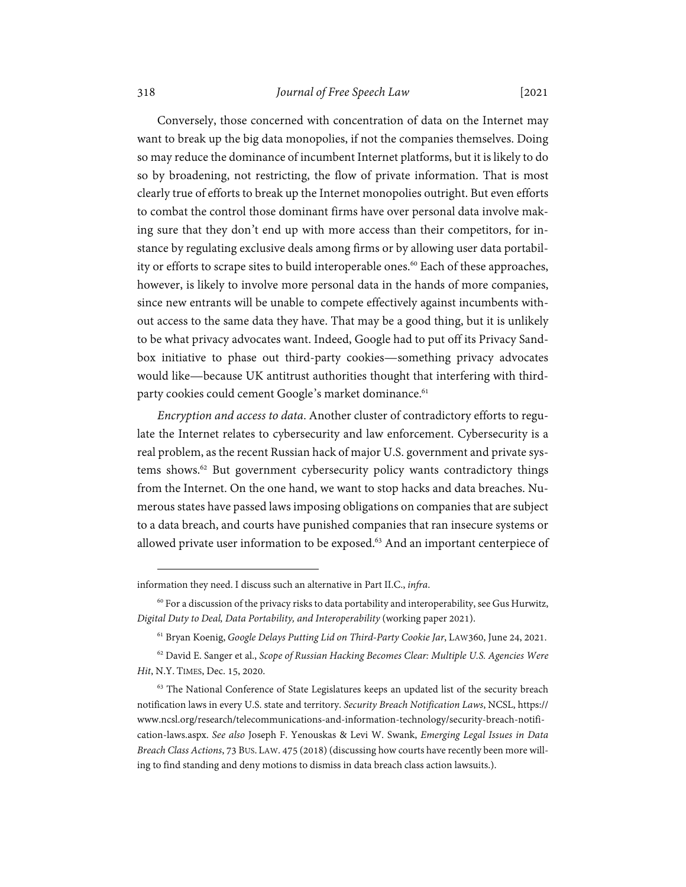Conversely, those concerned with concentration of data on the Internet may want to break up the big data monopolies, if not the companies themselves. Doing so may reduce the dominance of incumbent Internet platforms, but it is likely to do so by broadening, not restricting, the flow of private information. That is most clearly true of efforts to break up the Internet monopolies outright. But even efforts to combat the control those dominant firms have over personal data involve making sure that they don't end up with more access than their competitors, for instance by regulating exclusive deals among firms or by allowing user data portability or efforts to scrape sites to build interoperable ones.[60] Each of these approaches, however, is likely to involve more personal data in the hands of more companies, since new entrants will be unable to compete effectively against incumbents without access to the same data they have. That may be a good thing, but it is unlikely to be what privacy advocates want. Indeed, Google had to put off its Privacy Sandbox initiative to phase out third-party cookies—something privacy advocates would like—because UK antitrust authorities thought that interfering with third-party cookies could cement Google's market dominance.[61]

*Encryption and access to data*. Another cluster of contradictory efforts to regulate the Internet relates to cybersecurity and law enforcement. Cybersecurity is a real problem, as the recent Russian hack of major U.S. government and private systems shows.[62] But government cybersecurity policy wants contradictory things from the Internet. On the one hand, we want to stop hacks and data breaches. Numerous states have passed laws imposing obligations on companies that are subject to a data breach, and courts have punished companies that ran insecure systems or allowed private user information to be exposed.[63] And an important centerpiece of

---

information they need. I discuss such an alternative in Part II.C., *infra*.

[60] For a discussion of the privacy risks to data portability and interoperability, see Gus Hurwitz, *Digital Duty to Deal, Data Portability, and Interoperability* (working paper 2021).

[61] Bryan Koenig, *Google Delays Putting Lid on Third-Party Cookie Jar*, LAW360, June 24, 2021.

[62] David E. Sanger et al., *Scope of Russian Hacking Becomes Clear: Multiple U.S. Agencies Were Hit*, N.Y. TIMES, Dec. 15, 2020.

[63] The National Conference of State Legislatures keeps an updated list of the security breach notification laws in every U.S. state and territory. *Security Breach Notification Laws*, NCSL, https://www.ncsl.org/research/telecommunications-and-information-technology/security-breach-notification-laws.aspx. *See also* Joseph F. Yenouskas & Levi W. Swank, *Emerging Legal Issues in Data Breach Class Actions*, 73 BUS. LAW. 475 (2018) (discussing how courts have recently been more willing to find standing and deny motions to dismiss in data breach class action lawsuits.).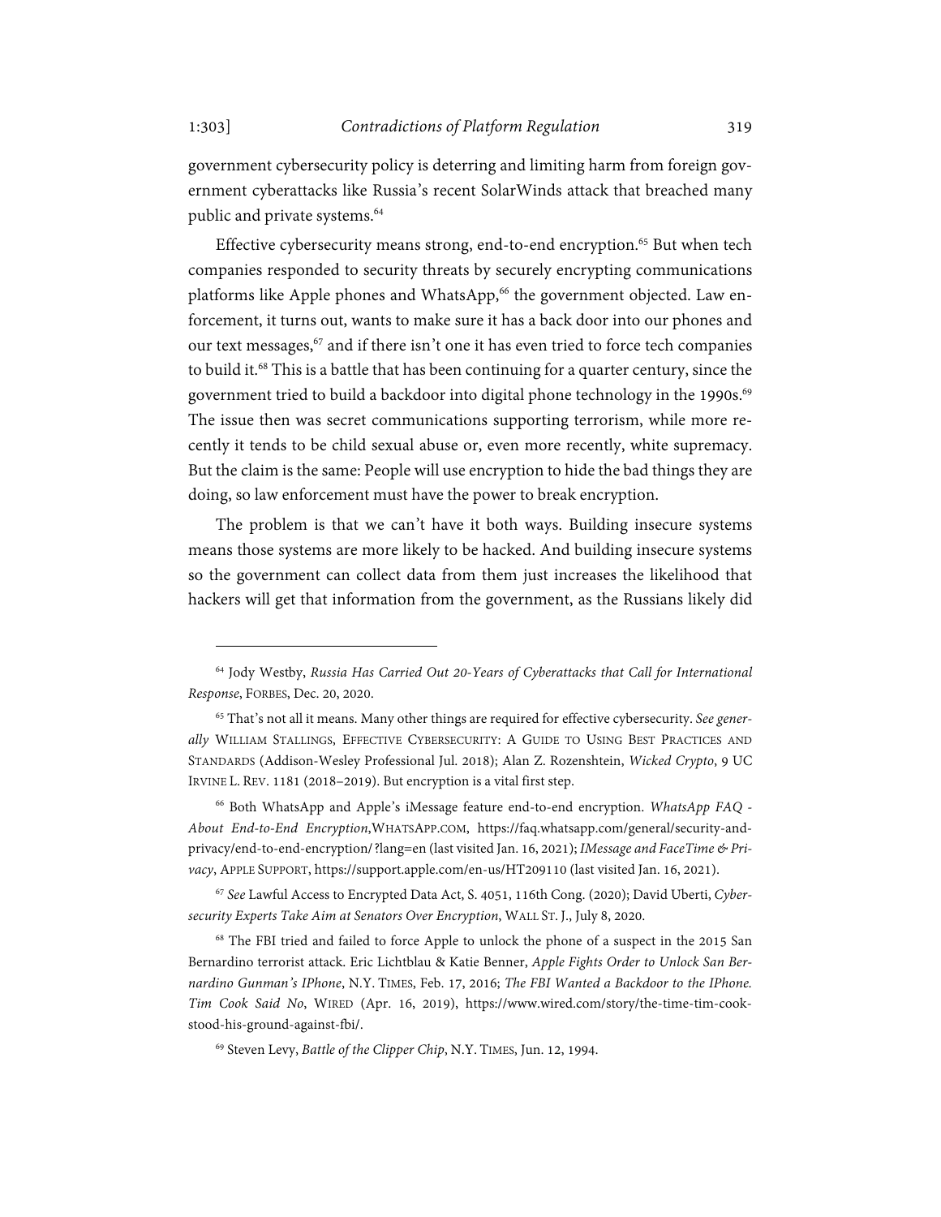government cybersecurity policy is deterring and limiting harm from foreign government cyberattacks like Russia's recent SolarWinds attack that breached many public and private systems.[64]

Effective cybersecurity means strong, end-to-end encryption.[65] But when tech companies responded to security threats by securely encrypting communications platforms like Apple phones and WhatsApp,[66] the government objected. Law enforcement, it turns out, wants to make sure it has a back door into our phones and our text messages,[67] and if there isn't one it has even tried to force tech companies to build it.[68] This is a battle that has been continuing for a quarter century, since the government tried to build a backdoor into digital phone technology in the 1990s.[69] The issue then was secret communications supporting terrorism, while more recently it tends to be child sexual abuse or, even more recently, white supremacy. But the claim is the same: People will use encryption to hide the bad things they are doing, so law enforcement must have the power to break encryption.

The problem is that we can't have it both ways. Building insecure systems means those systems are more likely to be hacked. And building insecure systems so the government can collect data from them just increases the likelihood that hackers will get that information from the government, as the Russians likely did

---

[64] Jody Westby, *Russia Has Carried Out 20-Years of Cyberattacks that Call for International Response*, FORBES, Dec. 20, 2020.

[65] That's not all it means. Many other things are required for effective cybersecurity. *See generally* WILLIAM STALLINGS, EFFECTIVE CYBERSECURITY: A GUIDE TO USING BEST PRACTICES AND STANDARDS (Addison-Wesley Professional Jul. 2018); Alan Z. Rozenshtein, *Wicked Crypto*, 9 UC IRVINE L. REV. 1181 (2018–2019). But encryption is a vital first step.

[66] Both WhatsApp and Apple's iMessage feature end-to-end encryption. *WhatsApp FAQ - About End-to-End Encryption*, WHATSAPP.COM, https://faq.whatsapp.com/general/security-and-privacy/end-to-end-encryption/?lang=en (last visited Jan. 16, 2021); *IMessage and FaceTime & Privacy*, APPLE SUPPORT, https://support.apple.com/en-us/HT209110 (last visited Jan. 16, 2021).

[67] *See* Lawful Access to Encrypted Data Act, S. 4051, 116th Cong. (2020); David Uberti, *Cybersecurity Experts Take Aim at Senators Over Encryption*, WALL ST. J., July 8, 2020.

[68] The FBI tried and failed to force Apple to unlock the phone of a suspect in the 2015 San Bernardino terrorist attack. Eric Lichtblau & Katie Benner, *Apple Fights Order to Unlock San Bernardino Gunman's IPhone*, N.Y. TIMES, Feb. 17, 2016; *The FBI Wanted a Backdoor to the IPhone. Tim Cook Said No*, WIRED (Apr. 16, 2019), https://www.wired.com/story/the-time-tim-cook-stood-his-ground-against-fbi/.

[69] Steven Levy, *Battle of the Clipper Chip*, N.Y. TIMES, Jun. 12, 1994.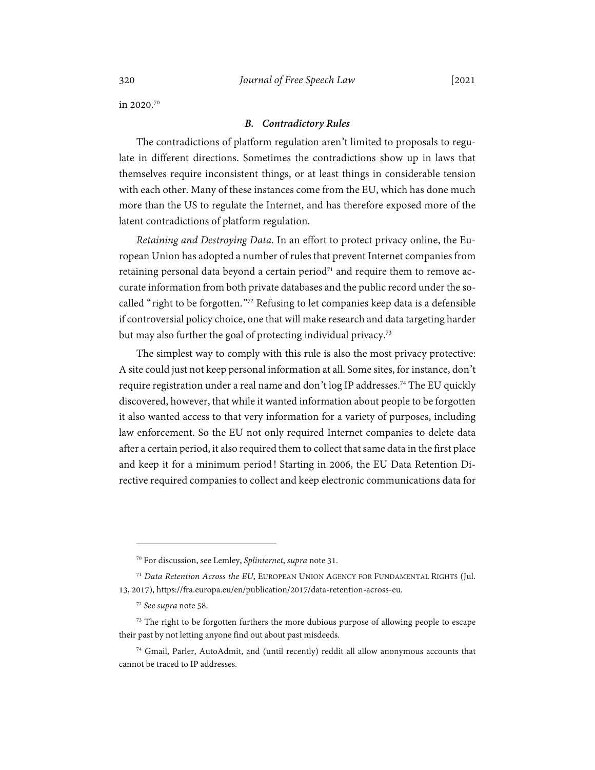in 2020.[70]

### *B. Contradictory Rules*

The contradictions of platform regulation aren't limited to proposals to regulate in different directions. Sometimes the contradictions show up in laws that themselves require inconsistent things, or at least things in considerable tension with each other. Many of these instances come from the EU, which has done much more than the US to regulate the Internet, and has therefore exposed more of the latent contradictions of platform regulation.

*Retaining and Destroying Data*. In an effort to protect privacy online, the European Union has adopted a number of rules that prevent Internet companies from retaining personal data beyond a certain period[71] and require them to remove accurate information from both private databases and the public record under the so-called "right to be forgotten."[72] Refusing to let companies keep data is a defensible if controversial policy choice, one that will make research and data targeting harder but may also further the goal of protecting individual privacy.[73]

The simplest way to comply with this rule is also the most privacy protective: A site could just not keep personal information at all. Some sites, for instance, don't require registration under a real name and don't log IP addresses.[74] The EU quickly discovered, however, that while it wanted information about people to be forgotten it also wanted access to that very information for a variety of purposes, including law enforcement. So the EU not only required Internet companies to delete data after a certain period, it also required them to collect that same data in the first place and keep it for a minimum period! Starting in 2006, the EU Data Retention Directive required companies to collect and keep electronic communications data for

---

[70] For discussion, see Lemley, *Splinternet*, *supra* note 31.

[71] *Data Retention Across the EU*, EUROPEAN UNION AGENCY FOR FUNDAMENTAL RIGHTS (Jul. 13, 2017), https://fra.europa.eu/en/publication/2017/data-retention-across-eu.

[72] *See supra* note 58.

[73] The right to be forgotten furthers the more dubious purpose of allowing people to escape their past by not letting anyone find out about past misdeeds.

[74] Gmail, Parler, AutoAdmit, and (until recently) reddit all allow anonymous accounts that cannot be traced to IP addresses.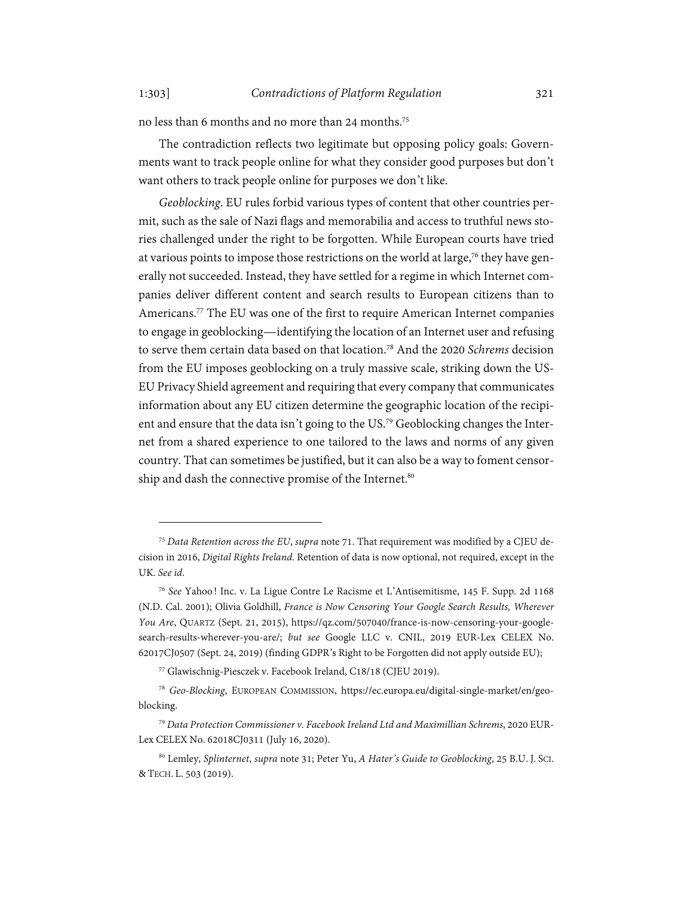no less than 6 months and no more than 24 months.[75]

The contradiction reflects two legitimate but opposing policy goals: Governments want to track people online for what they consider good purposes but don't want others to track people online for purposes we don't like.

*Geoblocking*. EU rules forbid various types of content that other countries permit, such as the sale of Nazi flags and memorabilia and access to truthful news stories challenged under the right to be forgotten. While European courts have tried at various points to impose those restrictions on the world at large,[76] they have generally not succeeded. Instead, they have settled for a regime in which Internet companies deliver different content and search results to European citizens than to Americans.[77] The EU was one of the first to require American Internet companies to engage in geoblocking—identifying the location of an Internet user and refusing to serve them certain data based on that location.[78] And the 2020 *Schrems* decision from the EU imposes geoblocking on a truly massive scale, striking down the US-EU Privacy Shield agreement and requiring that every company that communicates information about any EU citizen determine the geographic location of the recipient and ensure that the data isn't going to the US.[79] Geoblocking changes the Internet from a shared experience to one tailored to the laws and norms of any given country. That can sometimes be justified, but it can also be a way to foment censorship and dash the connective promise of the Internet.[80]

---

[75] *Data Retention across the EU*, *supra* note 71. That requirement was modified by a CJEU decision in 2016, *Digital Rights Ireland*. Retention of data is now optional, not required, except in the UK. *See id*.

[76] *See* Yahoo! Inc. v. La Ligue Contre Le Racisme et L'Antisemitisme, 145 F. Supp. 2d 1168 (N.D. Cal. 2001); Olivia Goldhill, *France is Now Censoring Your Google Search Results, Wherever You Are*, QUARTZ (Sept. 21, 2015), https://qz.com/507040/france-is-now-censoring-your-google-search-results-wherever-you-are/; *but see* Google LLC v. CNIL, 2019 EUR-Lex CELEX No. 62017CJ0507 (Sept. 24, 2019) (finding GDPR's Right to be Forgotten did not apply outside EU);

[77] Glawischnig-Piesczek v. Facebook Ireland, C18/18 (CJEU 2019).

[78] *Geo-Blocking*, EUROPEAN COMMISSION, https://ec.europa.eu/digital-single-market/en/geo-blocking.

[79] *Data Protection Commissioner v. Facebook Ireland Ltd and Maximillian Schrems*, 2020 EUR-Lex CELEX No. 62018CJ0311 (July 16, 2020).

[80] Lemley, *Splinternet*, *supra* note 31; Peter Yu, *A Hater's Guide to Geoblocking*, 25 B.U. J. SCI. & TECH. L. 503 (2019).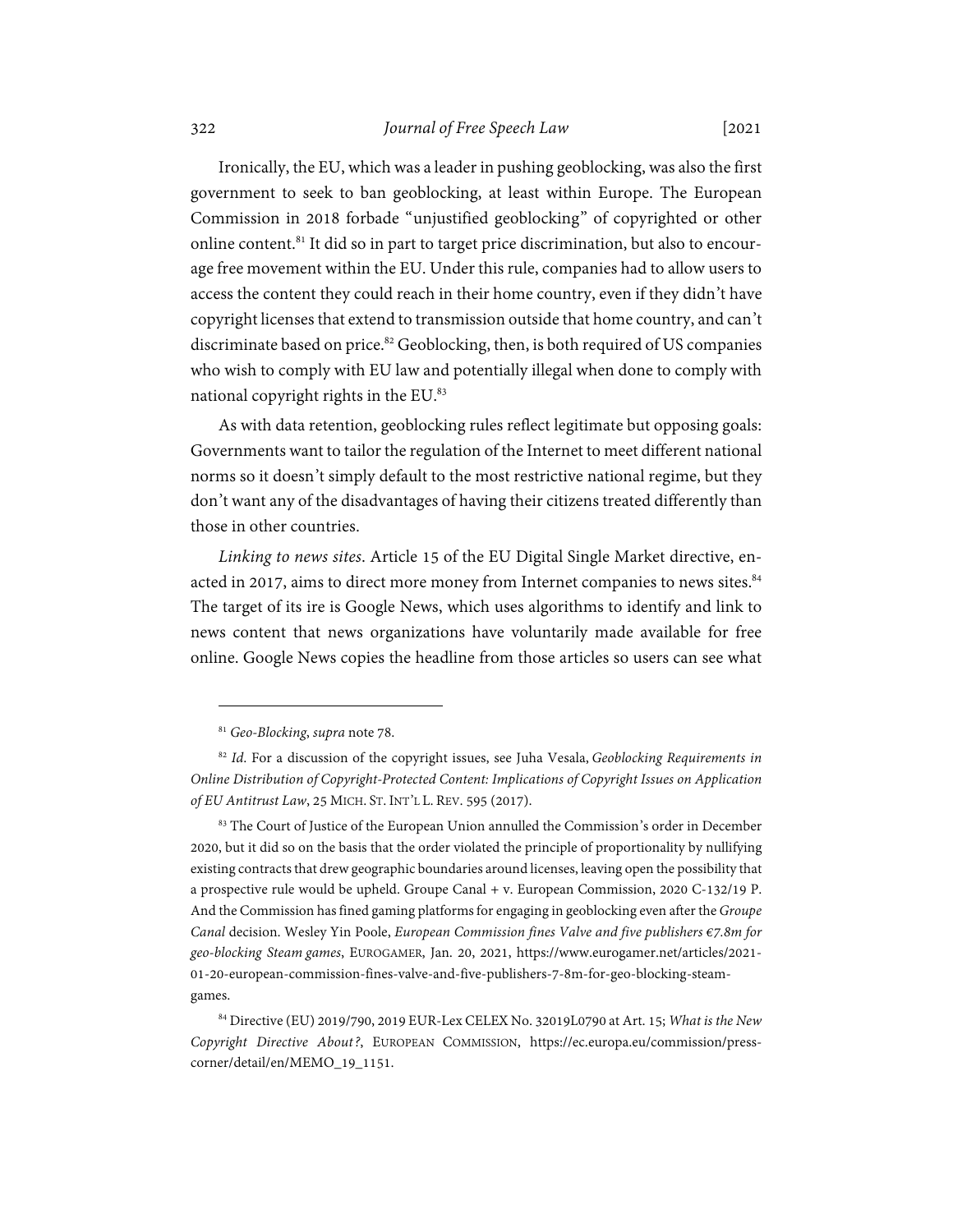Ironically, the EU, which was a leader in pushing geoblocking, was also the first government to seek to ban geoblocking, at least within Europe. The European Commission in 2018 forbade "unjustified geoblocking" of copyrighted or other online content.[81] It did so in part to target price discrimination, but also to encourage free movement within the EU. Under this rule, companies had to allow users to access the content they could reach in their home country, even if they didn't have copyright licenses that extend to transmission outside that home country, and can't discriminate based on price.[82] Geoblocking, then, is both required of US companies who wish to comply with EU law and potentially illegal when done to comply with national copyright rights in the EU.[83]

As with data retention, geoblocking rules reflect legitimate but opposing goals: Governments want to tailor the regulation of the Internet to meet different national norms so it doesn't simply default to the most restrictive national regime, but they don't want any of the disadvantages of having their citizens treated differently than those in other countries.

*Linking to news sites*. Article 15 of the EU Digital Single Market directive, enacted in 2017, aims to direct more money from Internet companies to news sites.[84] The target of its ire is Google News, which uses algorithms to identify and link to news content that news organizations have voluntarily made available for free online. Google News copies the headline from those articles so users can see what

---

[81] *Geo-Blocking*, *supra* note 78.

[82] *Id.* For a discussion of the copyright issues, see Juha Vesala, *Geoblocking Requirements in Online Distribution of Copyright-Protected Content: Implications of Copyright Issues on Application of EU Antitrust Law*, 25 MICH. ST. INT'L L. REV. 595 (2017).

[83] The Court of Justice of the European Union annulled the Commission's order in December 2020, but it did so on the basis that the order violated the principle of proportionality by nullifying existing contracts that drew geographic boundaries around licenses, leaving open the possibility that a prospective rule would be upheld. Groupe Canal + v. European Commission, 2020 C-132/19 P. And the Commission has fined gaming platforms for engaging in geoblocking even after the *Groupe Canal* decision. Wesley Yin Poole, *European Commission fines Valve and five publishers €7.8m for geo-blocking Steam games*, EUROGAMER, Jan. 20, 2021, https://www.eurogamer.net/articles/2021-01-20-european-commission-fines-valve-and-five-publishers-7-8m-for-geo-blocking-steam-games.

[84] Directive (EU) 2019/790, 2019 EUR-Lex CELEX No. 32019L0790 at Art. 15; *What is the New Copyright Directive About?*, EUROPEAN COMMISSION, https://ec.europa.eu/commission/presscorner/detail/en/MEMO_19_1151.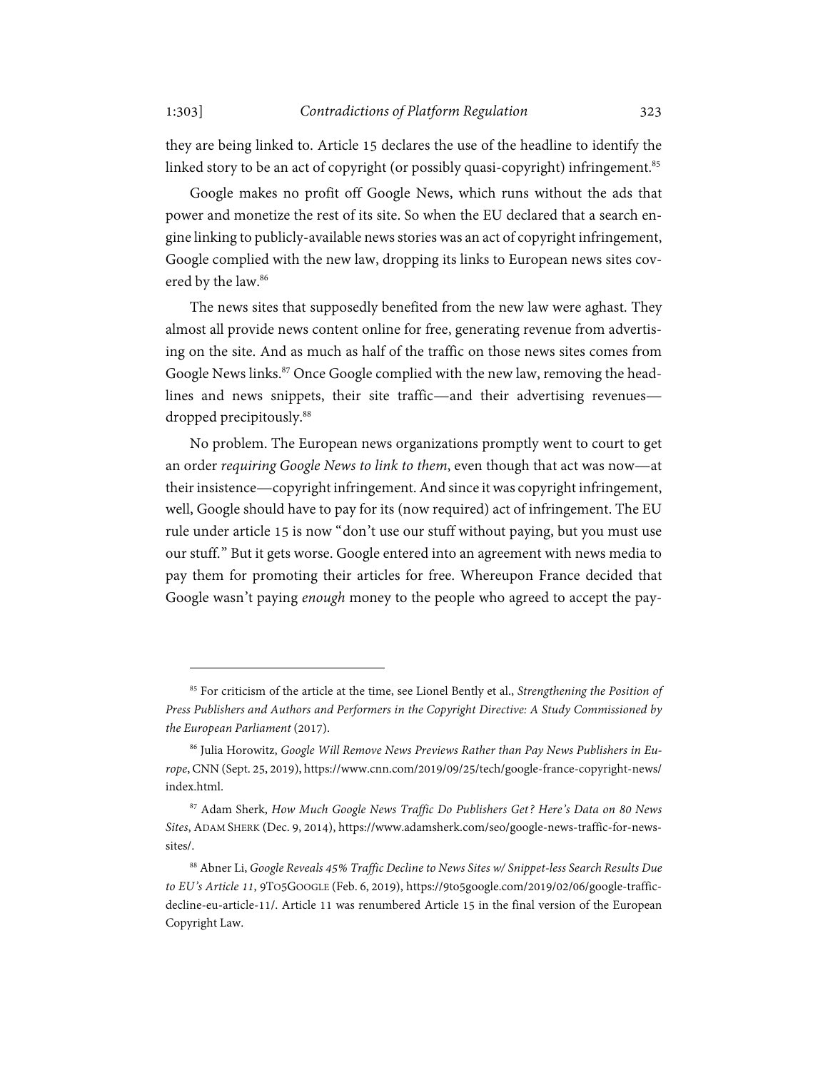they are being linked to. Article 15 declares the use of the headline to identify the linked story to be an act of copyright (or possibly quasi-copyright) infringement.[85]

Google makes no profit off Google News, which runs without the ads that power and monetize the rest of its site. So when the EU declared that a search engine linking to publicly-available news stories was an act of copyright infringement, Google complied with the new law, dropping its links to European news sites covered by the law.[86]

The news sites that supposedly benefited from the new law were aghast. They almost all provide news content online for free, generating revenue from advertising on the site. And as much as half of the traffic on those news sites comes from Google News links.[87] Once Google complied with the new law, removing the headlines and news snippets, their site traffic—and their advertising revenues—dropped precipitously.[88]

No problem. The European news organizations promptly went to court to get an order *requiring Google News to link to them*, even though that act was now—at their insistence—copyright infringement. And since it was copyright infringement, well, Google should have to pay for its (now required) act of infringement. The EU rule under article 15 is now "don't use our stuff without paying, but you must use our stuff." But it gets worse. Google entered into an agreement with news media to pay them for promoting their articles for free. Whereupon France decided that Google wasn't paying *enough* money to the people who agreed to accept the pay-

---

[85] For criticism of the article at the time, see Lionel Bently et al., *Strengthening the Position of Press Publishers and Authors and Performers in the Copyright Directive: A Study Commissioned by the European Parliament* (2017).

[86] Julia Horowitz, *Google Will Remove News Previews Rather than Pay News Publishers in Europe*, CNN (Sept. 25, 2019), https://www.cnn.com/2019/09/25/tech/google-france-copyright-news/index.html.

[87] Adam Sherk, *How Much Google News Traffic Do Publishers Get? Here's Data on 80 News Sites*, ADAM SHERK (Dec. 9, 2014), https://www.adamsherk.com/seo/google-news-traffic-for-news-sites/.

[88] Abner Li, *Google Reveals 45% Traffic Decline to News Sites w/ Snippet-less Search Results Due to EU's Article 11*, 9TO5GOOGLE (Feb. 6, 2019), https://9to5google.com/2019/02/06/google-traffic-decline-eu-article-11/. Article 11 was renumbered Article 15 in the final version of the European Copyright Law.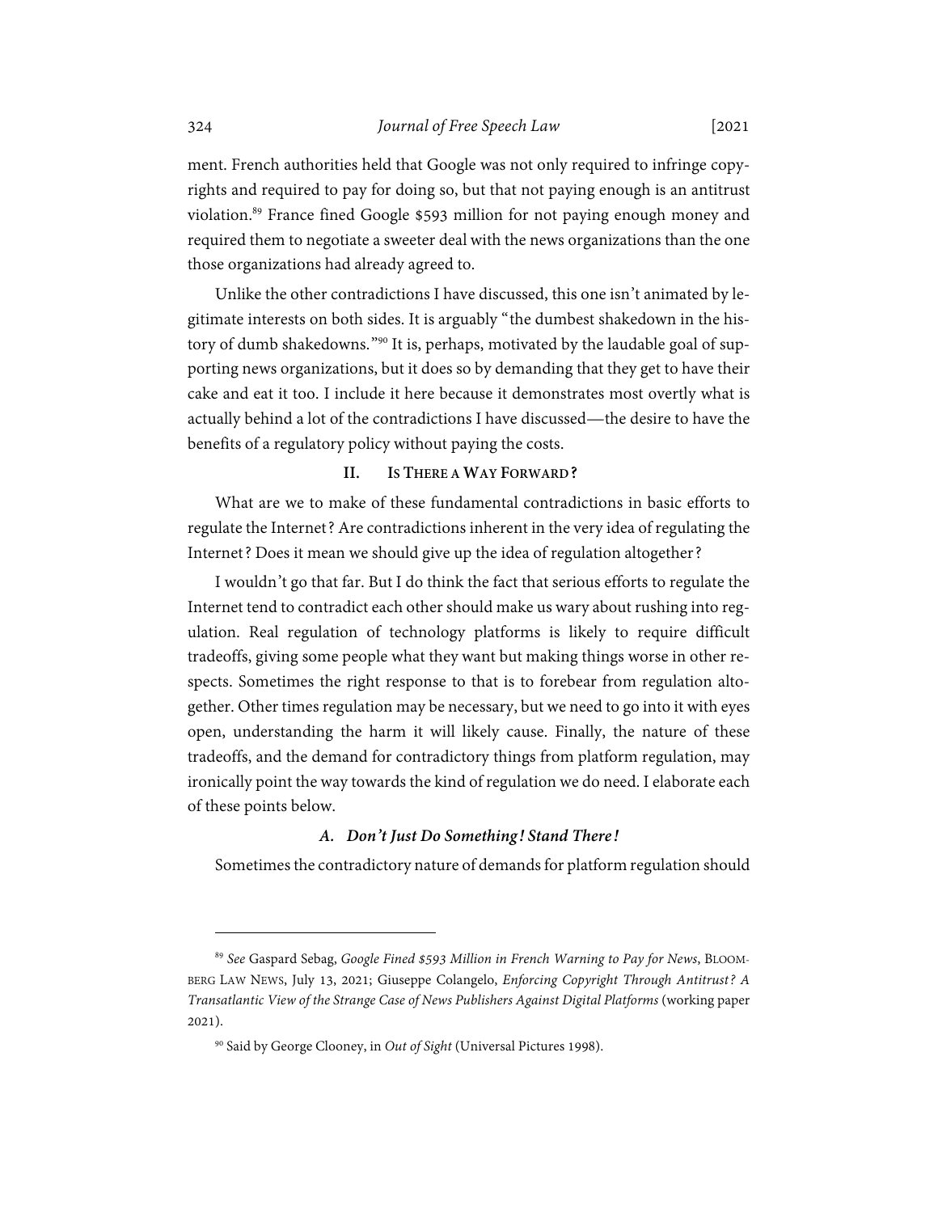ment. French authorities held that Google was not only required to infringe copyrights and required to pay for doing so, but that not paying enough is an antitrust violation.[89] France fined Google $593 million for not paying enough money and required them to negotiate a sweeter deal with the news organizations than the one those organizations had already agreed to.

Unlike the other contradictions I have discussed, this one isn't animated by legitimate interests on both sides. It is arguably "the dumbest shakedown in the history of dumb shakedowns."[90] It is, perhaps, motivated by the laudable goal of supporting news organizations, but it does so by demanding that they get to have their cake and eat it too. I include it here because it demonstrates most overtly what is actually behind a lot of the contradictions I have discussed—the desire to have the benefits of a regulatory policy without paying the costs.

## II. Is There a Way Forward?

What are we to make of these fundamental contradictions in basic efforts to regulate the Internet? Are contradictions inherent in the very idea of regulating the Internet? Does it mean we should give up the idea of regulation altogether?

I wouldn't go that far. But I do think the fact that serious efforts to regulate the Internet tend to contradict each other should make us wary about rushing into regulation. Real regulation of technology platforms is likely to require difficult tradeoffs, giving some people what they want but making things worse in other respects. Sometimes the right response to that is to forebear from regulation altogether. Other times regulation may be necessary, but we need to go into it with eyes open, understanding the harm it will likely cause. Finally, the nature of these tradeoffs, and the demand for contradictory things from platform regulation, may ironically point the way towards the kind of regulation we do need. I elaborate each of these points below.

### *A. Don't Just Do Something! Stand There!*

Sometimes the contradictory nature of demands for platform regulation should

---

[89] *See* Gaspard Sebag, *Google Fined $593 Million in French Warning to Pay for News*, Bloomberg Law News, July 13, 2021; Giuseppe Colangelo, *Enforcing Copyright Through Antitrust? A Transatlantic View of the Strange Case of News Publishers Against Digital Platforms* (working paper 2021).

[90] Said by George Clooney, in *Out of Sight* (Universal Pictures 1998).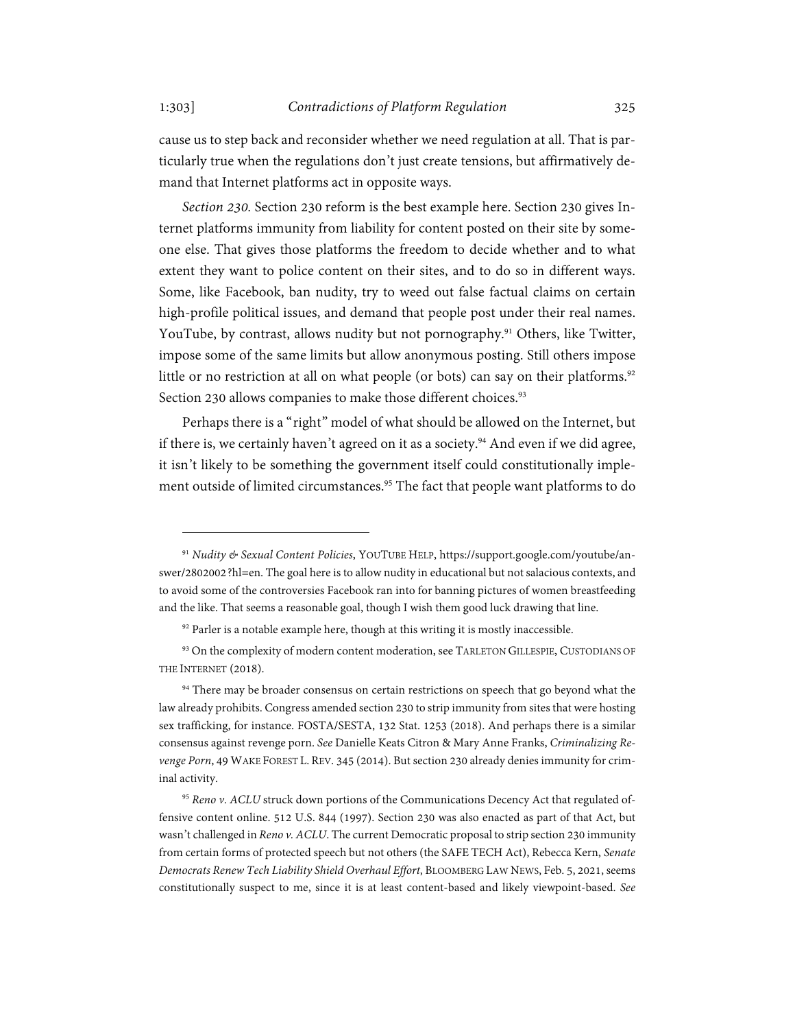cause us to step back and reconsider whether we need regulation at all. That is particularly true when the regulations don't just create tensions, but affirmatively demand that Internet platforms act in opposite ways.

*Section 230.* Section 230 reform is the best example here. Section 230 gives Internet platforms immunity from liability for content posted on their site by someone else. That gives those platforms the freedom to decide whether and to what extent they want to police content on their sites, and to do so in different ways. Some, like Facebook, ban nudity, try to weed out false factual claims on certain high-profile political issues, and demand that people post under their real names. YouTube, by contrast, allows nudity but not pornography.[91] Others, like Twitter, impose some of the same limits but allow anonymous posting. Still others impose little or no restriction at all on what people (or bots) can say on their platforms.[92] Section 230 allows companies to make those different choices.[93]

Perhaps there is a "right" model of what should be allowed on the Internet, but if there is, we certainly haven't agreed on it as a society.[94] And even if we did agree, it isn't likely to be something the government itself could constitutionally implement outside of limited circumstances.[95] The fact that people want platforms to do

---

[91] *Nudity & Sexual Content Policies*, YOUTUBE HELP, https://support.google.com/youtube/answer/2802002?hl=en. The goal here is to allow nudity in educational but not salacious contexts, and to avoid some of the controversies Facebook ran into for banning pictures of women breastfeeding and the like. That seems a reasonable goal, though I wish them good luck drawing that line.

[92] Parler is a notable example here, though at this writing it is mostly inaccessible.

[93] On the complexity of modern content moderation, see TARLETON GILLESPIE, CUSTODIANS OF THE INTERNET (2018).

[94] There may be broader consensus on certain restrictions on speech that go beyond what the law already prohibits. Congress amended section 230 to strip immunity from sites that were hosting sex trafficking, for instance. FOSTA/SESTA, 132 Stat. 1253 (2018). And perhaps there is a similar consensus against revenge porn. *See* Danielle Keats Citron & Mary Anne Franks, *Criminalizing Revenge Porn*, 49 WAKE FOREST L. REV. 345 (2014). But section 230 already denies immunity for criminal activity.

[95] *Reno v. ACLU* struck down portions of the Communications Decency Act that regulated offensive content online. 512 U.S. 844 (1997). Section 230 was also enacted as part of that Act, but wasn't challenged in *Reno v. ACLU*. The current Democratic proposal to strip section 230 immunity from certain forms of protected speech but not others (the SAFE TECH Act), Rebecca Kern, *Senate Democrats Renew Tech Liability Shield Overhaul Effort*, BLOOMBERG LAW NEWS, Feb. 5, 2021, seems constitutionally suspect to me, since it is at least content-based and likely viewpoint-based. *See*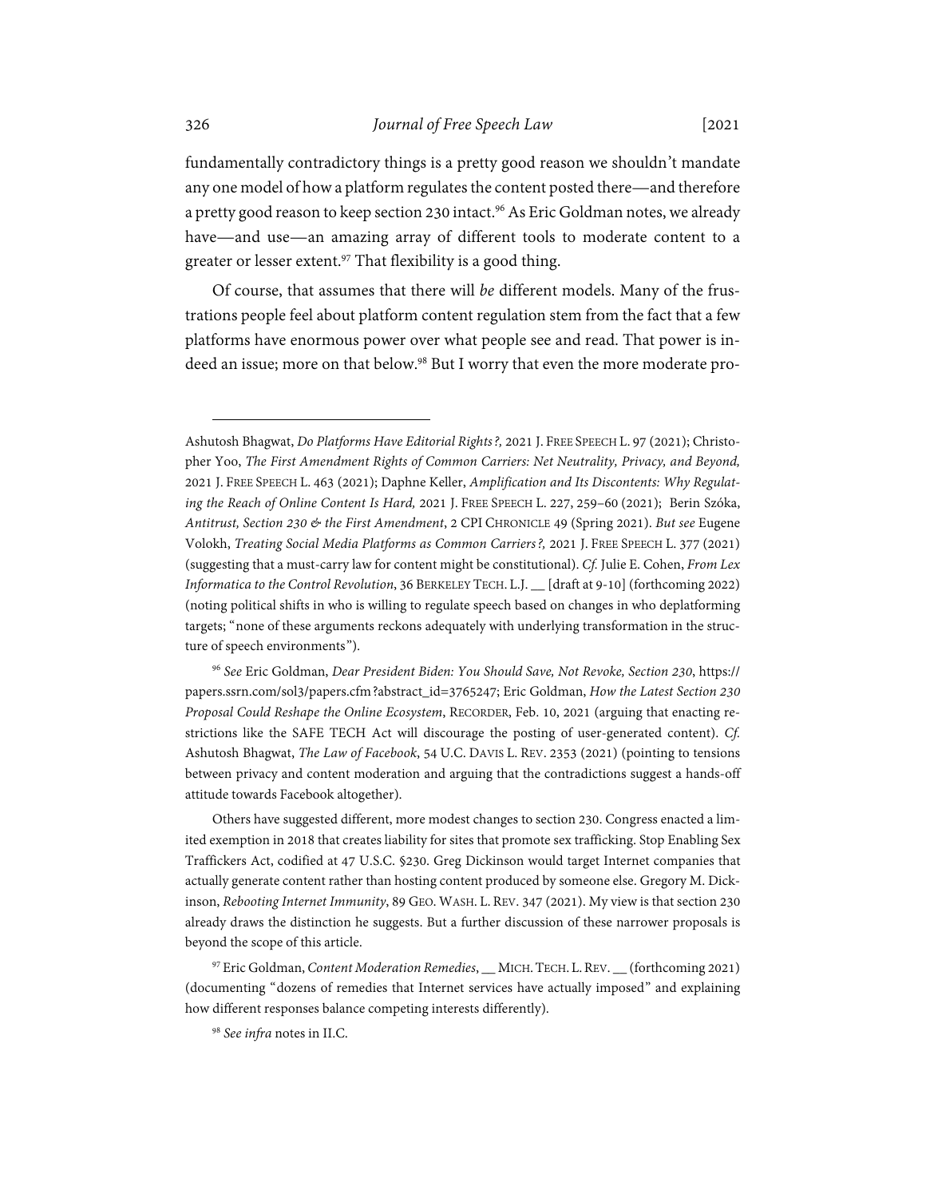fundamentally contradictory things is a pretty good reason we shouldn't mandate any one model of how a platform regulates the content posted there—and therefore a pretty good reason to keep section 230 intact.[96] As Eric Goldman notes, we already have—and use—an amazing array of different tools to moderate content to a greater or lesser extent.[97] That flexibility is a good thing.

Of course, that assumes that there will *be* different models. Many of the frustrations people feel about platform content regulation stem from the fact that a few platforms have enormous power over what people see and read. That power is indeed an issue; more on that below.[98] But I worry that even the more moderate pro-

---

Ashutosh Bhagwat, *Do Platforms Have Editorial Rights?,* 2021 J. FREE SPEECH L. 97 (2021); Christopher Yoo, *The First Amendment Rights of Common Carriers: Net Neutrality, Privacy, and Beyond,* 2021 J. FREE SPEECH L. 463 (2021); Daphne Keller, *Amplification and Its Discontents: Why Regulating the Reach of Online Content Is Hard,* 2021 J. FREE SPEECH L. 227, 259–60 (2021); Berin Szóka, *Antitrust, Section 230 & the First Amendment*, 2 CPI CHRONICLE 49 (Spring 2021). *But see* Eugene Volokh, *Treating Social Media Platforms as Common Carriers?,* 2021 J. FREE SPEECH L. 377 (2021) (suggesting that a must-carry law for content might be constitutional). *Cf.* Julie E. Cohen, *From Lex Informatica to the Control Revolution*, 36 BERKELEY TECH. L.J. __ [draft at 9-10] (forthcoming 2022) (noting political shifts in who is willing to regulate speech based on changes in who deplatforming targets; "none of these arguments reckons adequately with underlying transformation in the structure of speech environments").

[96] *See* Eric Goldman, *Dear President Biden: You Should Save, Not Revoke, Section 230*, https://papers.ssrn.com/sol3/papers.cfm?abstract_id=3765247; Eric Goldman, *How the Latest Section 230 Proposal Could Reshape the Online Ecosystem*, RECORDER, Feb. 10, 2021 (arguing that enacting restrictions like the SAFE TECH Act will discourage the posting of user-generated content). *Cf.* Ashutosh Bhagwat, *The Law of Facebook*, 54 U.C. DAVIS L. REV. 2353 (2021) (pointing to tensions between privacy and content moderation and arguing that the contradictions suggest a hands-off attitude towards Facebook altogether).

Others have suggested different, more modest changes to section 230. Congress enacted a limited exemption in 2018 that creates liability for sites that promote sex trafficking. Stop Enabling Sex Traffickers Act, codified at 47 U.S.C. §230. Greg Dickinson would target Internet companies that actually generate content rather than hosting content produced by someone else. Gregory M. Dickinson, *Rebooting Internet Immunity*, 89 GEO. WASH. L. REV. 347 (2021). My view is that section 230 already draws the distinction he suggests. But a further discussion of these narrower proposals is beyond the scope of this article.

[97] Eric Goldman, *Content Moderation Remedies*, __ MICH. TECH. L. REV. __ (forthcoming 2021) (documenting "dozens of remedies that Internet services have actually imposed" and explaining how different responses balance competing interests differently).

[98] *See infra* notes in II.C.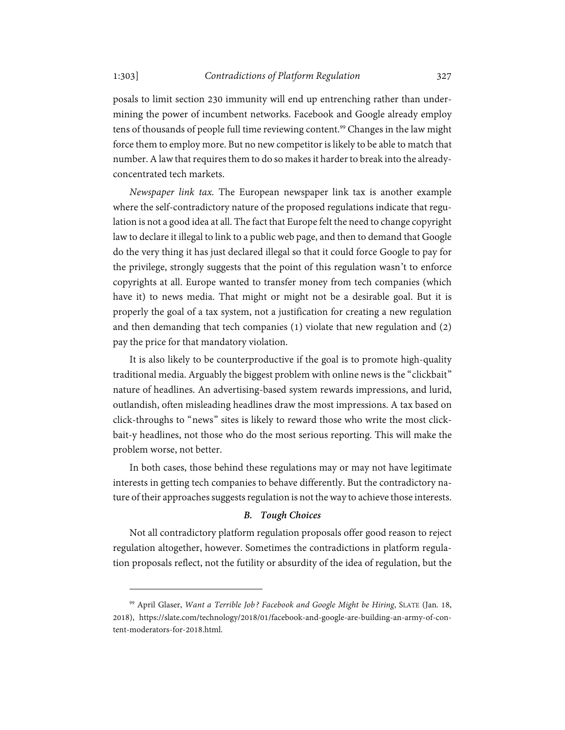posals to limit section 230 immunity will end up entrenching rather than undermining the power of incumbent networks. Facebook and Google already employ tens of thousands of people full time reviewing content.[99] Changes in the law might force them to employ more. But no new competitor is likely to be able to match that number. A law that requires them to do so makes it harder to break into the already-concentrated tech markets.

*Newspaper link tax.* The European newspaper link tax is another example where the self-contradictory nature of the proposed regulations indicate that regulation is not a good idea at all. The fact that Europe felt the need to change copyright law to declare it illegal to link to a public web page, and then to demand that Google do the very thing it has just declared illegal so that it could force Google to pay for the privilege, strongly suggests that the point of this regulation wasn't to enforce copyrights at all. Europe wanted to transfer money from tech companies (which have it) to news media. That might or might not be a desirable goal. But it is properly the goal of a tax system, not a justification for creating a new regulation and then demanding that tech companies (1) violate that new regulation and (2) pay the price for that mandatory violation.

It is also likely to be counterproductive if the goal is to promote high-quality traditional media. Arguably the biggest problem with online news is the "clickbait" nature of headlines. An advertising-based system rewards impressions, and lurid, outlandish, often misleading headlines draw the most impressions. A tax based on click-throughs to "news" sites is likely to reward those who write the most click-bait-y headlines, not those who do the most serious reporting. This will make the problem worse, not better.

In both cases, those behind these regulations may or may not have legitimate interests in getting tech companies to behave differently. But the contradictory nature of their approaches suggests regulation is not the way to achieve those interests.

### *B. Tough Choices*

Not all contradictory platform regulation proposals offer good reason to reject regulation altogether, however. Sometimes the contradictions in platform regulation proposals reflect, not the futility or absurdity of the idea of regulation, but the

---

[99] April Glaser, *Want a Terrible Job? Facebook and Google Might be Hiring*, SLATE (Jan. 18, 2018), https://slate.com/technology/2018/01/facebook-and-google-are-building-an-army-of-content-moderators-for-2018.html.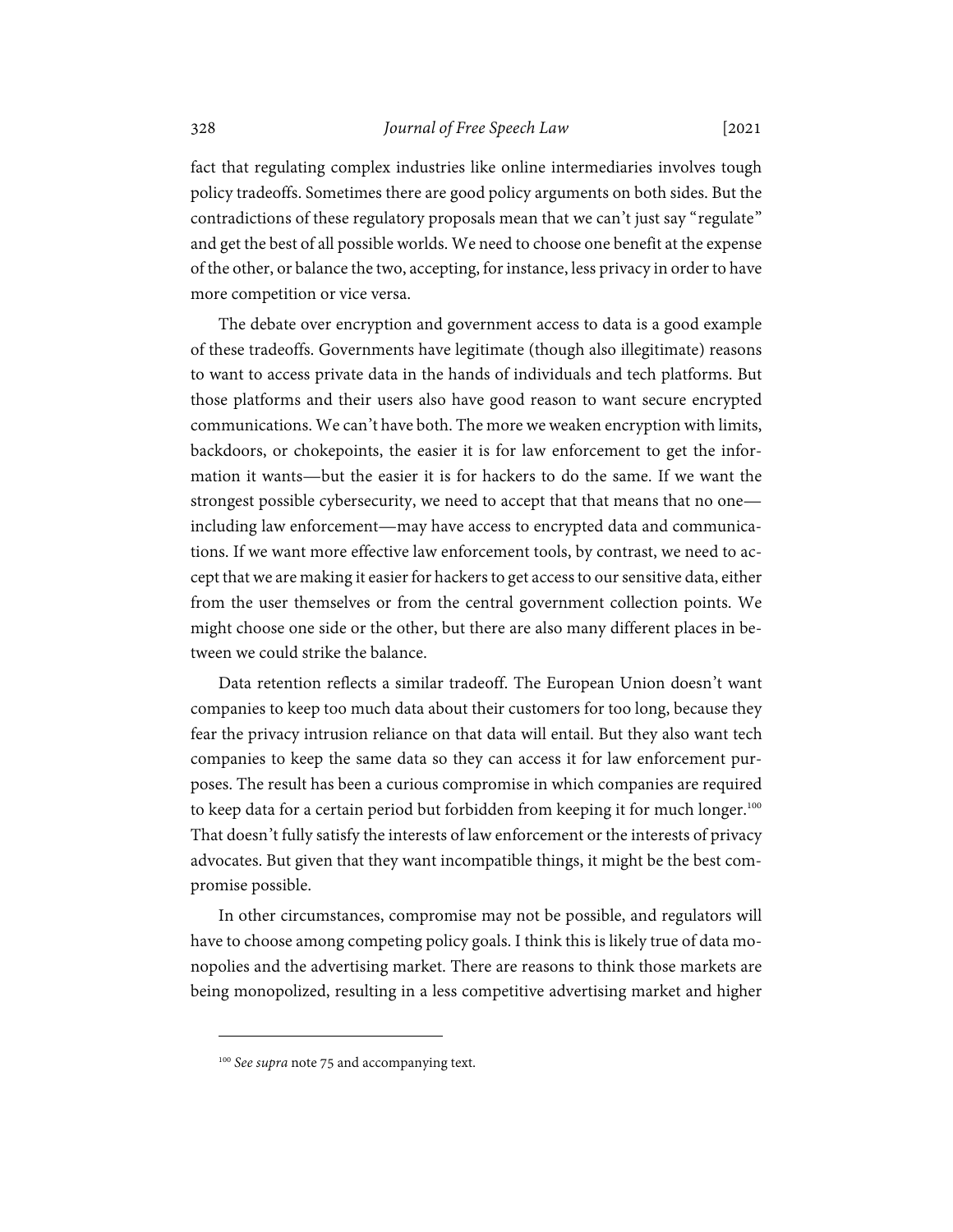fact that regulating complex industries like online intermediaries involves tough policy tradeoffs. Sometimes there are good policy arguments on both sides. But the contradictions of these regulatory proposals mean that we can't just say "regulate" and get the best of all possible worlds. We need to choose one benefit at the expense of the other, or balance the two, accepting, for instance, less privacy in order to have more competition or vice versa.

The debate over encryption and government access to data is a good example of these tradeoffs. Governments have legitimate (though also illegitimate) reasons to want to access private data in the hands of individuals and tech platforms. But those platforms and their users also have good reason to want secure encrypted communications. We can't have both. The more we weaken encryption with limits, backdoors, or chokepoints, the easier it is for law enforcement to get the information it wants—but the easier it is for hackers to do the same. If we want the strongest possible cybersecurity, we need to accept that that means that no one—including law enforcement—may have access to encrypted data and communications. If we want more effective law enforcement tools, by contrast, we need to accept that we are making it easier for hackers to get access to our sensitive data, either from the user themselves or from the central government collection points. We might choose one side or the other, but there are also many different places in between we could strike the balance.

Data retention reflects a similar tradeoff. The European Union doesn't want companies to keep too much data about their customers for too long, because they fear the privacy intrusion reliance on that data will entail. But they also want tech companies to keep the same data so they can access it for law enforcement purposes. The result has been a curious compromise in which companies are required to keep data for a certain period but forbidden from keeping it for much longer.[100] That doesn't fully satisfy the interests of law enforcement or the interests of privacy advocates. But given that they want incompatible things, it might be the best compromise possible.

In other circumstances, compromise may not be possible, and regulators will have to choose among competing policy goals. I think this is likely true of data monopolies and the advertising market. There are reasons to think those markets are being monopolized, resulting in a less competitive advertising market and higher

[100] *See supra* note 75 and accompanying text.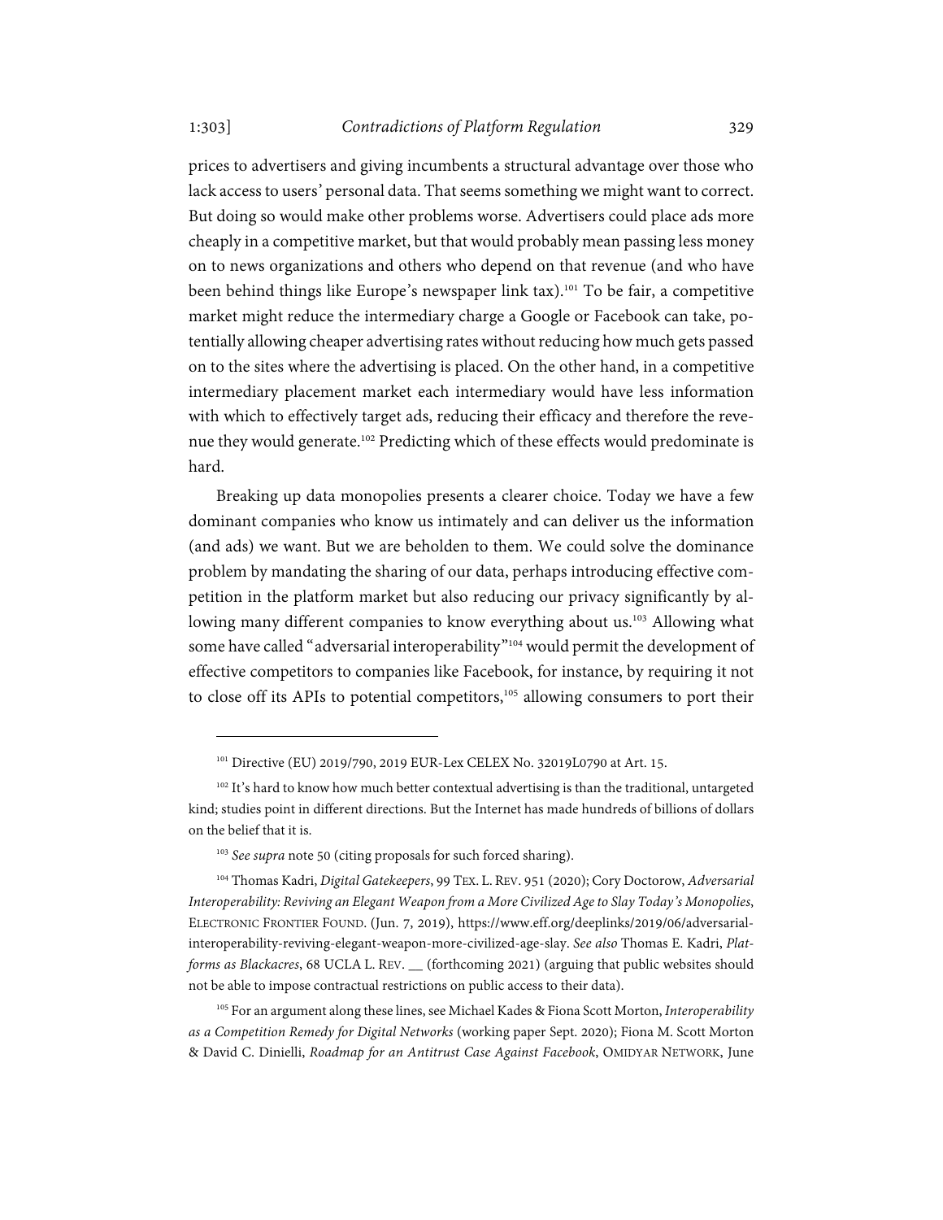prices to advertisers and giving incumbents a structural advantage over those who lack access to users' personal data. That seems something we might want to correct. But doing so would make other problems worse. Advertisers could place ads more cheaply in a competitive market, but that would probably mean passing less money on to news organizations and others who depend on that revenue (and who have been behind things like Europe's newspaper link tax).[101] To be fair, a competitive market might reduce the intermediary charge a Google or Facebook can take, potentially allowing cheaper advertising rates without reducing how much gets passed on to the sites where the advertising is placed. On the other hand, in a competitive intermediary placement market each intermediary would have less information with which to effectively target ads, reducing their efficacy and therefore the revenue they would generate.[102] Predicting which of these effects would predominate is hard.

Breaking up data monopolies presents a clearer choice. Today we have a few dominant companies who know us intimately and can deliver us the information (and ads) we want. But we are beholden to them. We could solve the dominance problem by mandating the sharing of our data, perhaps introducing effective competition in the platform market but also reducing our privacy significantly by allowing many different companies to know everything about us.[103] Allowing what some have called "adversarial interoperability"[104] would permit the development of effective competitors to companies like Facebook, for instance, by requiring it not to close off its APIs to potential competitors,[105] allowing consumers to port their

---

[101] Directive (EU) 2019/790, 2019 EUR-Lex CELEX No. 32019L0790 at Art. 15.

[102] It's hard to know how much better contextual advertising is than the traditional, untargeted kind; studies point in different directions. But the Internet has made hundreds of billions of dollars on the belief that it is.

[103] *See supra* note 50 (citing proposals for such forced sharing).

[104] Thomas Kadri, *Digital Gatekeepers*, 99 TEX. L. REV. 951 (2020); Cory Doctorow, *Adversarial Interoperability: Reviving an Elegant Weapon from a More Civilized Age to Slay Today's Monopolies*, ELECTRONIC FRONTIER FOUND. (Jun. 7, 2019), https://www.eff.org/deeplinks/2019/06/adversarial-interoperability-reviving-elegant-weapon-more-civilized-age-slay. *See also* Thomas E. Kadri, *Platforms as Blackacres*, 68 UCLA L. REV. __ (forthcoming 2021) (arguing that public websites should not be able to impose contractual restrictions on public access to their data).

[105] For an argument along these lines, see Michael Kades & Fiona Scott Morton, *Interoperability as a Competition Remedy for Digital Networks* (working paper Sept. 2020); Fiona M. Scott Morton & David C. Dinielli, *Roadmap for an Antitrust Case Against Facebook*, OMIDYAR NETWORK, June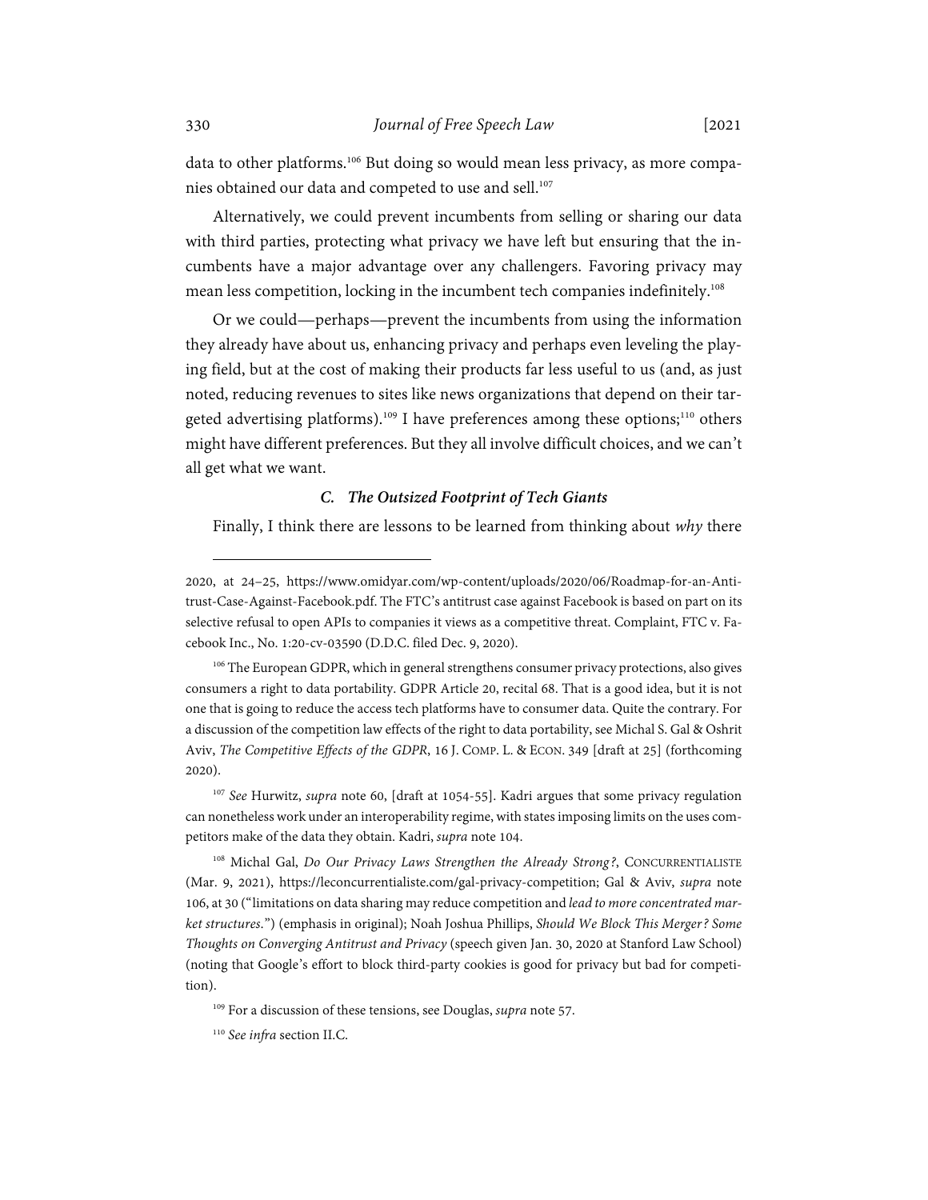data to other platforms.[106] But doing so would mean less privacy, as more companies obtained our data and competed to use and sell.[107]

Alternatively, we could prevent incumbents from selling or sharing our data with third parties, protecting what privacy we have left but ensuring that the incumbents have a major advantage over any challengers. Favoring privacy may mean less competition, locking in the incumbent tech companies indefinitely.[108]

Or we could—perhaps—prevent the incumbents from using the information they already have about us, enhancing privacy and perhaps even leveling the playing field, but at the cost of making their products far less useful to us (and, as just noted, reducing revenues to sites like news organizations that depend on their targeted advertising platforms).[109] I have preferences among these options;[110] others might have different preferences. But they all involve difficult choices, and we can't all get what we want.

### *C. The Outsized Footprint of Tech Giants*

Finally, I think there are lessons to be learned from thinking about *why* there

---

2020, at 24–25, https://www.omidyar.com/wp-content/uploads/2020/06/Roadmap-for-an-Antitrust-Case-Against-Facebook.pdf. The FTC's antitrust case against Facebook is based on part on its selective refusal to open APIs to companies it views as a competitive threat. Complaint, FTC v. Facebook Inc., No. 1:20-cv-03590 (D.D.C. filed Dec. 9, 2020).

[106] The European GDPR, which in general strengthens consumer privacy protections, also gives consumers a right to data portability. GDPR Article 20, recital 68. That is a good idea, but it is not one that is going to reduce the access tech platforms have to consumer data. Quite the contrary. For a discussion of the competition law effects of the right to data portability, see Michal S. Gal & Oshrit Aviv, *The Competitive Effects of the GDPR*, 16 J. COMP. L. & ECON. 349 [draft at 25] (forthcoming 2020).

[107] *See* Hurwitz, *supra* note 60, [draft at 1054-55]. Kadri argues that some privacy regulation can nonetheless work under an interoperability regime, with states imposing limits on the uses competitors make of the data they obtain. Kadri, *supra* note 104.

[108] Michal Gal, *Do Our Privacy Laws Strengthen the Already Strong?*, CONCURRENTIALISTE (Mar. 9, 2021), https://leconcurrentialiste.com/gal-privacy-competition; Gal & Aviv, *supra* note 106, at 30 ("limitations on data sharing may reduce competition and *lead to more concentrated market structures.*") (emphasis in original); Noah Joshua Phillips, *Should We Block This Merger? Some Thoughts on Converging Antitrust and Privacy* (speech given Jan. 30, 2020 at Stanford Law School) (noting that Google's effort to block third-party cookies is good for privacy but bad for competition).

[109] For a discussion of these tensions, see Douglas, *supra* note 57.

[110] *See infra* section II.C.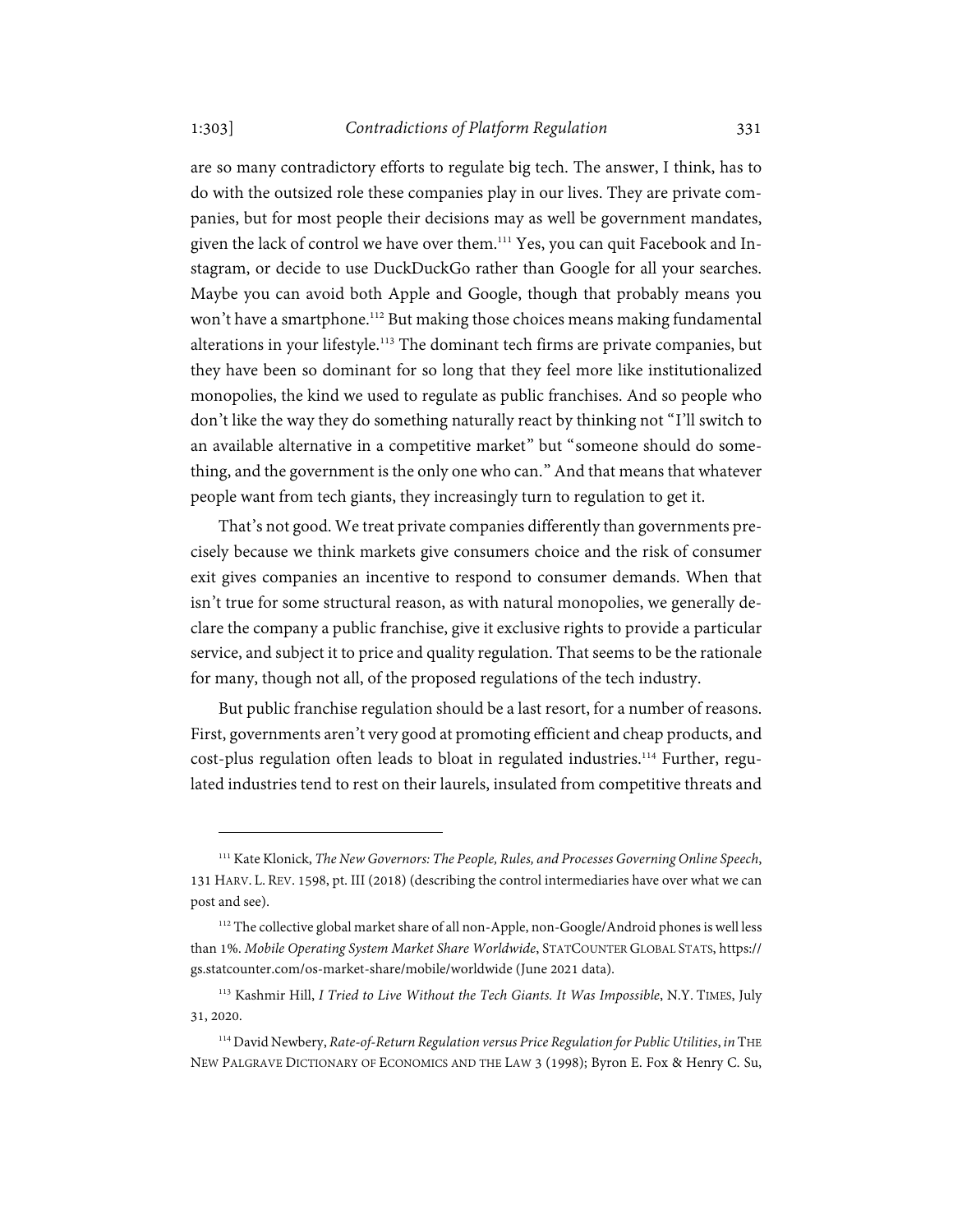are so many contradictory efforts to regulate big tech. The answer, I think, has to do with the outsized role these companies play in our lives. They are private companies, but for most people their decisions may as well be government mandates, given the lack of control we have over them.[111] Yes, you can quit Facebook and Instagram, or decide to use DuckDuckGo rather than Google for all your searches. Maybe you can avoid both Apple and Google, though that probably means you won't have a smartphone.[112] But making those choices means making fundamental alterations in your lifestyle.[113] The dominant tech firms are private companies, but they have been so dominant for so long that they feel more like institutionalized monopolies, the kind we used to regulate as public franchises. And so people who don't like the way they do something naturally react by thinking not "I'll switch to an available alternative in a competitive market" but "someone should do something, and the government is the only one who can." And that means that whatever people want from tech giants, they increasingly turn to regulation to get it.

That's not good. We treat private companies differently than governments precisely because we think markets give consumers choice and the risk of consumer exit gives companies an incentive to respond to consumer demands. When that isn't true for some structural reason, as with natural monopolies, we generally declare the company a public franchise, give it exclusive rights to provide a particular service, and subject it to price and quality regulation. That seems to be the rationale for many, though not all, of the proposed regulations of the tech industry.

But public franchise regulation should be a last resort, for a number of reasons. First, governments aren't very good at promoting efficient and cheap products, and cost-plus regulation often leads to bloat in regulated industries.[114] Further, regulated industries tend to rest on their laurels, insulated from competitive threats and

---

[111] Kate Klonick, *The New Governors: The People, Rules, and Processes Governing Online Speech*, 131 HARV. L. REV. 1598, pt. III (2018) (describing the control intermediaries have over what we can post and see).

[112] The collective global market share of all non-Apple, non-Google/Android phones is well less than 1%. *Mobile Operating System Market Share Worldwide*, STATCOUNTER GLOBAL STATS, https://gs.statcounter.com/os-market-share/mobile/worldwide (June 2021 data).

[113] Kashmir Hill, *I Tried to Live Without the Tech Giants. It Was Impossible*, N.Y. TIMES, July 31, 2020.

[114] David Newbery, *Rate-of-Return Regulation versus Price Regulation for Public Utilities*, *in* THE NEW PALGRAVE DICTIONARY OF ECONOMICS AND THE LAW 3 (1998); Byron E. Fox & Henry C. Su,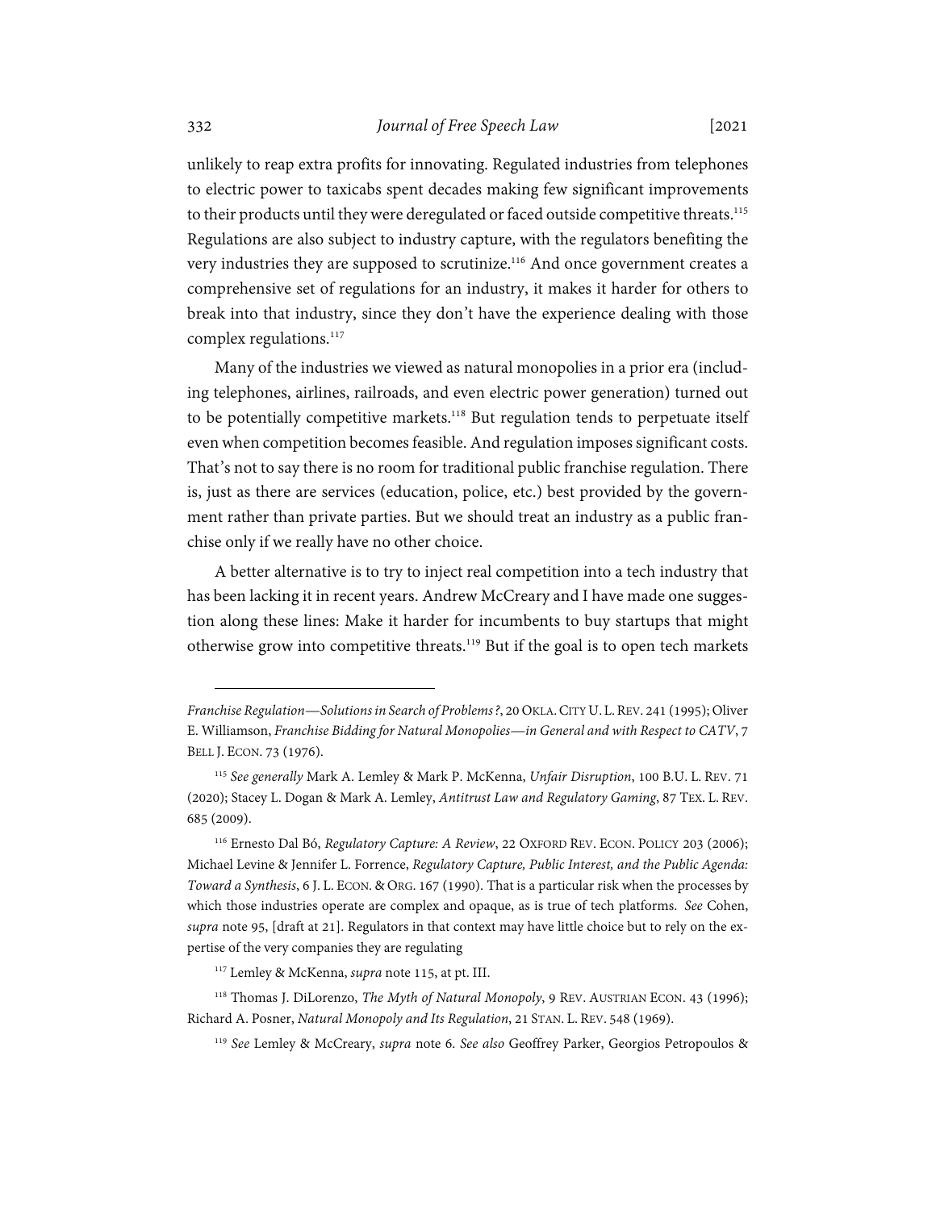unlikely to reap extra profits for innovating. Regulated industries from telephones to electric power to taxicabs spent decades making few significant improvements to their products until they were deregulated or faced outside competitive threats.[115] Regulations are also subject to industry capture, with the regulators benefiting the very industries they are supposed to scrutinize.[116] And once government creates a comprehensive set of regulations for an industry, it makes it harder for others to break into that industry, since they don't have the experience dealing with those complex regulations.[117]

Many of the industries we viewed as natural monopolies in a prior era (including telephones, airlines, railroads, and even electric power generation) turned out to be potentially competitive markets.[118] But regulation tends to perpetuate itself even when competition becomes feasible. And regulation imposes significant costs. That's not to say there is no room for traditional public franchise regulation. There is, just as there are services (education, police, etc.) best provided by the government rather than private parties. But we should treat an industry as a public franchise only if we really have no other choice.

A better alternative is to try to inject real competition into a tech industry that has been lacking it in recent years. Andrew McCreary and I have made one suggestion along these lines: Make it harder for incumbents to buy startups that might otherwise grow into competitive threats.[119] But if the goal is to open tech markets

---

*Franchise Regulation—Solutions in Search of Problems?*, 20 OKLA. CITY U. L. REV. 241 (1995); Oliver E. Williamson, *Franchise Bidding for Natural Monopolies—in General and with Respect to CATV*, 7 BELL J. ECON. 73 (1976).

[115] *See generally* Mark A. Lemley & Mark P. McKenna, *Unfair Disruption*, 100 B.U. L. REV. 71 (2020); Stacey L. Dogan & Mark A. Lemley, *Antitrust Law and Regulatory Gaming*, 87 TEX. L. REV. 685 (2009).

[116] Ernesto Dal Bó, *Regulatory Capture: A Review*, 22 OXFORD REV. ECON. POLICY 203 (2006); Michael Levine & Jennifer L. Forrence, *Regulatory Capture, Public Interest, and the Public Agenda: Toward a Synthesis*, 6 J. L. ECON. & ORG. 167 (1990). That is a particular risk when the processes by which those industries operate are complex and opaque, as is true of tech platforms. *See* Cohen, *supra* note 95, [draft at 21]. Regulators in that context may have little choice but to rely on the expertise of the very companies they are regulating

[117] Lemley & McKenna, *supra* note 115, at pt. III.

[118] Thomas J. DiLorenzo, *The Myth of Natural Monopoly*, 9 REV. AUSTRIAN ECON. 43 (1996); Richard A. Posner, *Natural Monopoly and Its Regulation*, 21 STAN. L. REV. 548 (1969).

[119] *See* Lemley & McCreary, *supra* note 6. *See also* Geoffrey Parker, Georgios Petropoulos &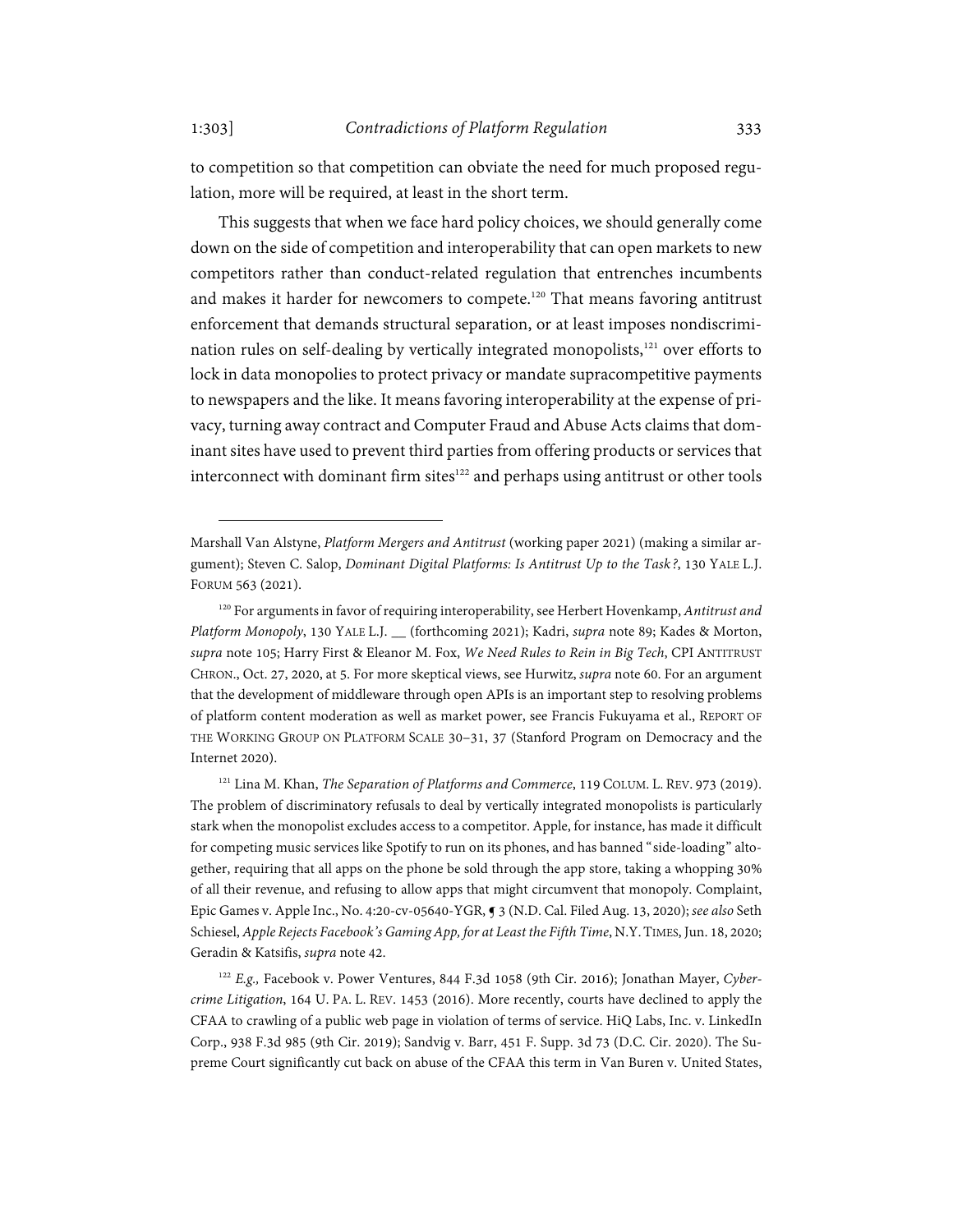to competition so that competition can obviate the need for much proposed regulation, more will be required, at least in the short term.

This suggests that when we face hard policy choices, we should generally come down on the side of competition and interoperability that can open markets to new competitors rather than conduct-related regulation that entrenches incumbents and makes it harder for newcomers to compete.[120] That means favoring antitrust enforcement that demands structural separation, or at least imposes nondiscrimination rules on self-dealing by vertically integrated monopolists,[121] over efforts to lock in data monopolies to protect privacy or mandate supracompetitive payments to newspapers and the like. It means favoring interoperability at the expense of privacy, turning away contract and Computer Fraud and Abuse Acts claims that dominant sites have used to prevent third parties from offering products or services that interconnect with dominant firm sites[122] and perhaps using antitrust or other tools

---

Marshall Van Alstyne, *Platform Mergers and Antitrust* (working paper 2021) (making a similar argument); Steven C. Salop, *Dominant Digital Platforms: Is Antitrust Up to the Task?*, 130 YALE L.J. FORUM 563 (2021).

[120] For arguments in favor of requiring interoperability, see Herbert Hovenkamp, *Antitrust and Platform Monopoly*, 130 YALE L.J. __ (forthcoming 2021); Kadri, *supra* note 89; Kades & Morton, *supra* note 105; Harry First & Eleanor M. Fox, *We Need Rules to Rein in Big Tech*, CPI ANTITRUST CHRON., Oct. 27, 2020, at 5. For more skeptical views, see Hurwitz, *supra* note 60. For an argument that the development of middleware through open APIs is an important step to resolving problems of platform content moderation as well as market power, see Francis Fukuyama et al., REPORT OF THE WORKING GROUP ON PLATFORM SCALE 30–31, 37 (Stanford Program on Democracy and the Internet 2020).

[121] Lina M. Khan, *The Separation of Platforms and Commerce*, 119 COLUM. L. REV. 973 (2019). The problem of discriminatory refusals to deal by vertically integrated monopolists is particularly stark when the monopolist excludes access to a competitor. Apple, for instance, has made it difficult for competing music services like Spotify to run on its phones, and has banned "side-loading" altogether, requiring that all apps on the phone be sold through the app store, taking a whopping 30% of all their revenue, and refusing to allow apps that might circumvent that monopoly. Complaint, Epic Games v. Apple Inc., No. 4:20-cv-05640-YGR, ¶ 3 (N.D. Cal. Filed Aug. 13, 2020); *see also* Seth Schiesel, *Apple Rejects Facebook's Gaming App, for at Least the Fifth Time*, N.Y. TIMES, Jun. 18, 2020; Geradin & Katsifis, *supra* note 42.

[122] *E.g.,* Facebook v. Power Ventures, 844 F.3d 1058 (9th Cir. 2016); Jonathan Mayer, *Cybercrime Litigation*, 164 U. PA. L. REV. 1453 (2016). More recently, courts have declined to apply the CFAA to crawling of a public web page in violation of terms of service. HiQ Labs, Inc. v. LinkedIn Corp., 938 F.3d 985 (9th Cir. 2019); Sandvig v. Barr, 451 F. Supp. 3d 73 (D.C. Cir. 2020). The Supreme Court significantly cut back on abuse of the CFAA this term in Van Buren v. United States,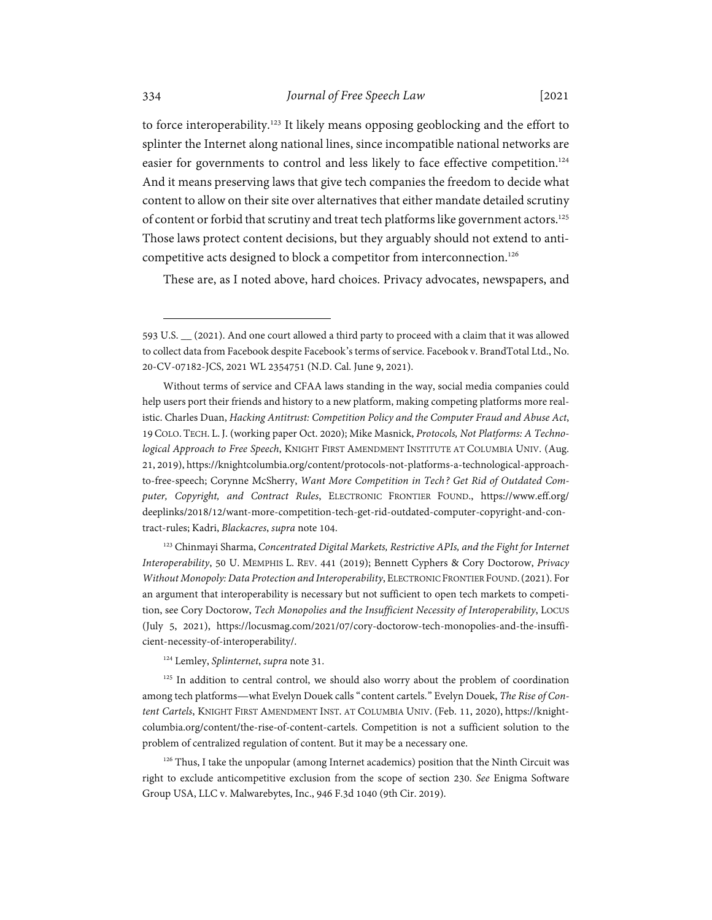to force interoperability.[123] It likely means opposing geoblocking and the effort to splinter the Internet along national lines, since incompatible national networks are easier for governments to control and less likely to face effective competition.[124] And it means preserving laws that give tech companies the freedom to decide what content to allow on their site over alternatives that either mandate detailed scrutiny of content or forbid that scrutiny and treat tech platforms like government actors.[125] Those laws protect content decisions, but they arguably should not extend to anticompetitive acts designed to block a competitor from interconnection.[126]

These are, as I noted above, hard choices. Privacy advocates, newspapers, and

---

593 U.S. __ (2021). And one court allowed a third party to proceed with a claim that it was allowed to collect data from Facebook despite Facebook's terms of service. Facebook v. BrandTotal Ltd., No. 20-CV-07182-JCS, 2021 WL 2354751 (N.D. Cal. June 9, 2021).

Without terms of service and CFAA laws standing in the way, social media companies could help users port their friends and history to a new platform, making competing platforms more realistic. Charles Duan, *Hacking Antitrust: Competition Policy and the Computer Fraud and Abuse Act*, 19 COLO. TECH. L. J. (working paper Oct. 2020); Mike Masnick, *Protocols, Not Platforms: A Technological Approach to Free Speech*, KNIGHT FIRST AMENDMENT INSTITUTE AT COLUMBIA UNIV. (Aug. 21, 2019), https://knightcolumbia.org/content/protocols-not-platforms-a-technological-approach-to-free-speech; Corynne McSherry, *Want More Competition in Tech? Get Rid of Outdated Computer, Copyright, and Contract Rules*, ELECTRONIC FRONTIER FOUND., https://www.eff.org/deeplinks/2018/12/want-more-competition-tech-get-rid-outdated-computer-copyright-and-contract-rules; Kadri, *Blackacres*, *supra* note 104.

[123] Chinmayi Sharma, *Concentrated Digital Markets, Restrictive APIs, and the Fight for Internet Interoperability*, 50 U. MEMPHIS L. REV. 441 (2019); Bennett Cyphers & Cory Doctorow, *Privacy Without Monopoly: Data Protection and Interoperability*, ELECTRONIC FRONTIER FOUND. (2021). For an argument that interoperability is necessary but not sufficient to open tech markets to competition, see Cory Doctorow, *Tech Monopolies and the Insufficient Necessity of Interoperability*, LOCUS (July 5, 2021), https://locusmag.com/2021/07/cory-doctorow-tech-monopolies-and-the-insufficient-necessity-of-interoperability/.

[124] Lemley, *Splinternet*, *supra* note 31.

[125] In addition to central control, we should also worry about the problem of coordination among tech platforms—what Evelyn Douek calls "content cartels." Evelyn Douek, *The Rise of Content Cartels*, KNIGHT FIRST AMENDMENT INST. AT COLUMBIA UNIV. (Feb. 11, 2020), https://knightcolumbia.org/content/the-rise-of-content-cartels. Competition is not a sufficient solution to the problem of centralized regulation of content. But it may be a necessary one.

[126] Thus, I take the unpopular (among Internet academics) position that the Ninth Circuit was right to exclude anticompetitive exclusion from the scope of section 230. *See* Enigma Software Group USA, LLC v. Malwarebytes, Inc., 946 F.3d 1040 (9th Cir. 2019).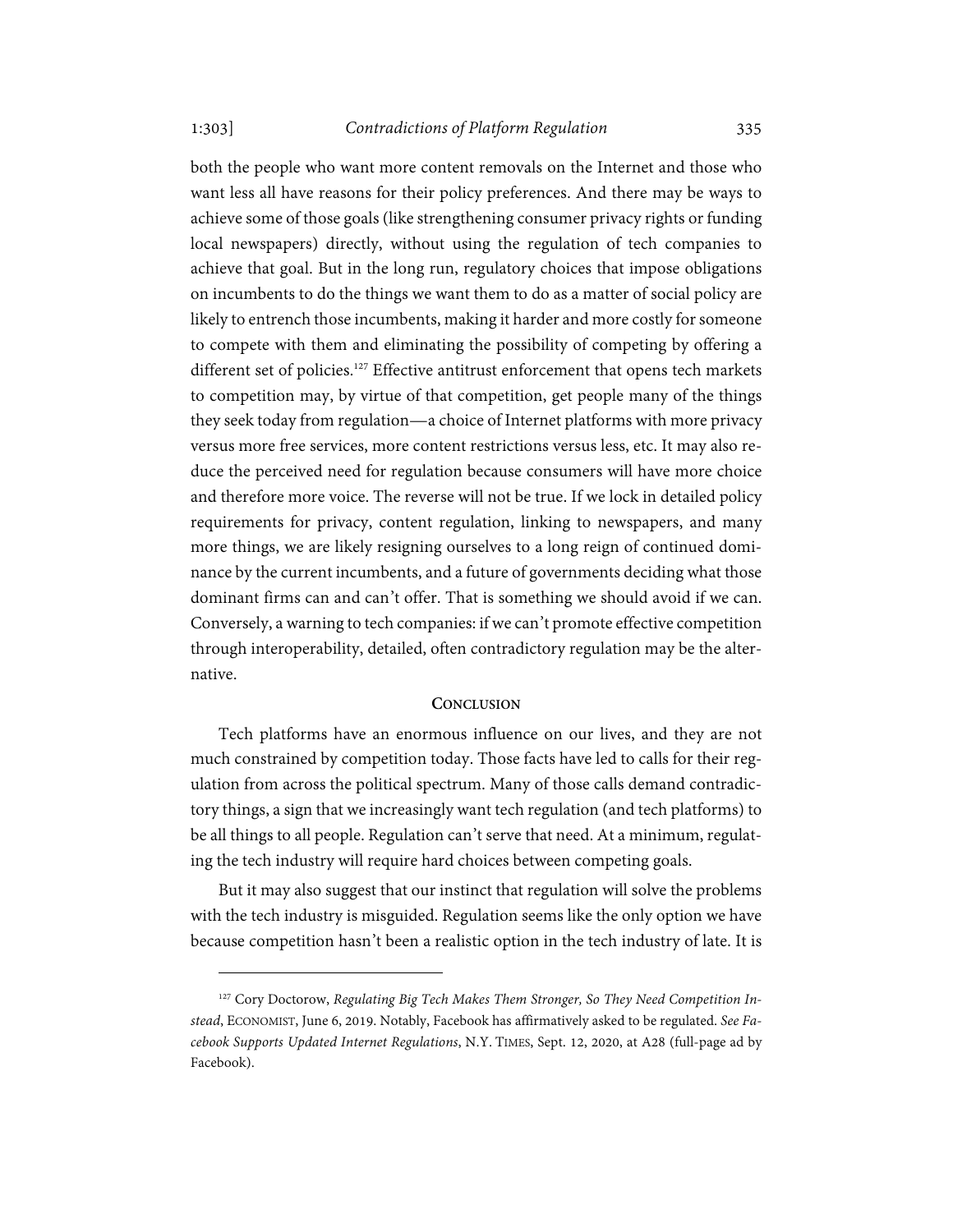both the people who want more content removals on the Internet and those who want less all have reasons for their policy preferences. And there may be ways to achieve some of those goals (like strengthening consumer privacy rights or funding local newspapers) directly, without using the regulation of tech companies to achieve that goal. But in the long run, regulatory choices that impose obligations on incumbents to do the things we want them to do as a matter of social policy are likely to entrench those incumbents, making it harder and more costly for someone to compete with them and eliminating the possibility of competing by offering a different set of policies.[127] Effective antitrust enforcement that opens tech markets to competition may, by virtue of that competition, get people many of the things they seek today from regulation—a choice of Internet platforms with more privacy versus more free services, more content restrictions versus less, etc. It may also reduce the perceived need for regulation because consumers will have more choice and therefore more voice. The reverse will not be true. If we lock in detailed policy requirements for privacy, content regulation, linking to newspapers, and many more things, we are likely resigning ourselves to a long reign of continued dominance by the current incumbents, and a future of governments deciding what those dominant firms can and can't offer. That is something we should avoid if we can. Conversely, a warning to tech companies: if we can't promote effective competition through interoperability, detailed, often contradictory regulation may be the alternative.

## CONCLUSION

Tech platforms have an enormous influence on our lives, and they are not much constrained by competition today. Those facts have led to calls for their regulation from across the political spectrum. Many of those calls demand contradictory things, a sign that we increasingly want tech regulation (and tech platforms) to be all things to all people. Regulation can't serve that need. At a minimum, regulating the tech industry will require hard choices between competing goals.

But it may also suggest that our instinct that regulation will solve the problems with the tech industry is misguided. Regulation seems like the only option we have because competition hasn't been a realistic option in the tech industry of late. It is

---

[127] Cory Doctorow, *Regulating Big Tech Makes Them Stronger, So They Need Competition Instead*, ECONOMIST, June 6, 2019. Notably, Facebook has affirmatively asked to be regulated. *See Facebook Supports Updated Internet Regulations*, N.Y. TIMES, Sept. 12, 2020, at A28 (full-page ad by Facebook).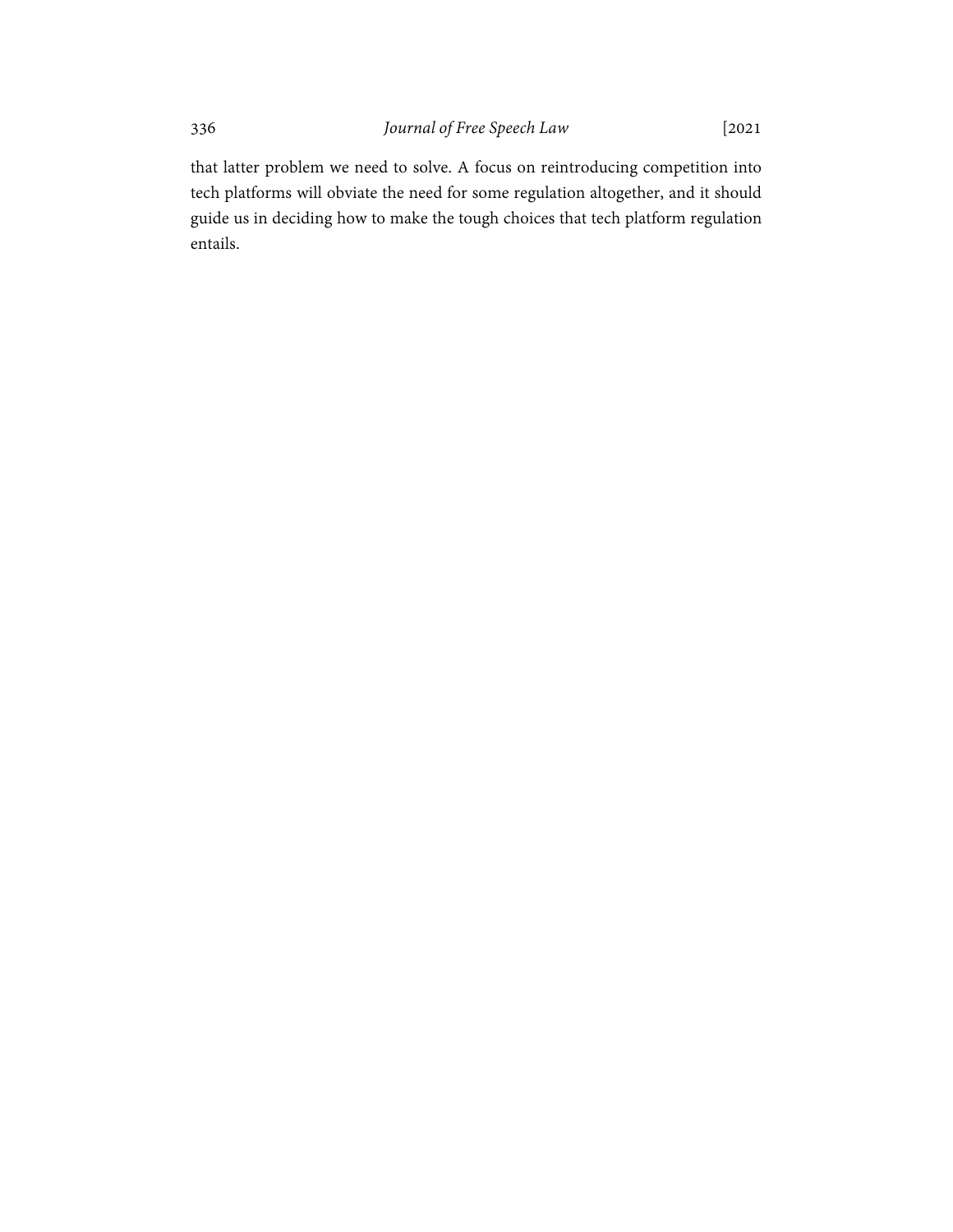that latter problem we need to solve. A focus on reintroducing competition into tech platforms will obviate the need for some regulation altogether, and it should guide us in deciding how to make the tough choices that tech platform regulation entails.